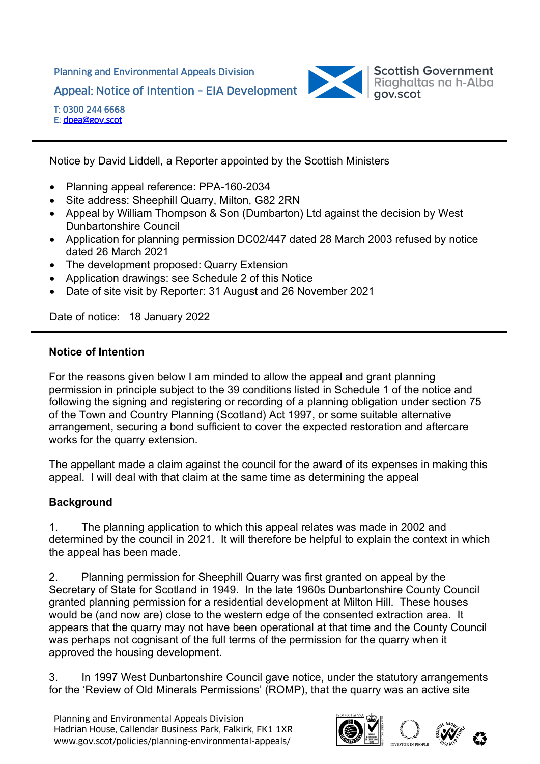Planning and Environmental Appeals Division

Appeal: Notice of Intention – EIA Development

T: 0300 244 6668
E: dpea@gov.scot

Notice by David Liddell, a Reporter appointed by the Scottish Ministers

- Planning appeal reference: PPA-160-2034
- Site address: Sheephill Quarry, Milton, G82 2RN
- Appeal by William Thompson & Son (Dumbarton) Ltd against the decision by West Dunbartonshire Council
- Application for planning permission DC02/447 dated 28 March 2003 refused by notice dated 26 March 2021
- The development proposed: Quarry Extension
- Application drawings: see Schedule 2 of this Notice
- Date of site visit by Reporter: 31 August and 26 November 2021

Date of notice: 18 January 2022

## Notice of Intention

For the reasons given below I am minded to allow the appeal and grant planning permission in principle subject to the 39 conditions listed in Schedule 1 of the notice and following the signing and registering or recording of a planning obligation under section 75 of the Town and Country Planning (Scotland) Act 1997, or some suitable alternative arrangement, securing a bond sufficient to cover the expected restoration and aftercare works for the quarry extension.

The appellant made a claim against the council for the award of its expenses in making this appeal. I will deal with that claim at the same time as determining the appeal

## Background

1. The planning application to which this appeal relates was made in 2002 and determined by the council in 2021. It will therefore be helpful to explain the context in which the appeal has been made.

2. Planning permission for Sheephill Quarry was first granted on appeal by the Secretary of State for Scotland in 1949. In the late 1960s Dunbartonshire County Council granted planning permission for a residential development at Milton Hill. These houses would be (and now are) close to the western edge of the consented extraction area. It appears that the quarry may not have been operational at that time and the County Council was perhaps not cognisant of the full terms of the permission for the quarry when it approved the housing development.

3. In 1997 West Dunbartonshire Council gave notice, under the statutory arrangements for the 'Review of Old Minerals Permissions' (ROMP), that the quarry was an active site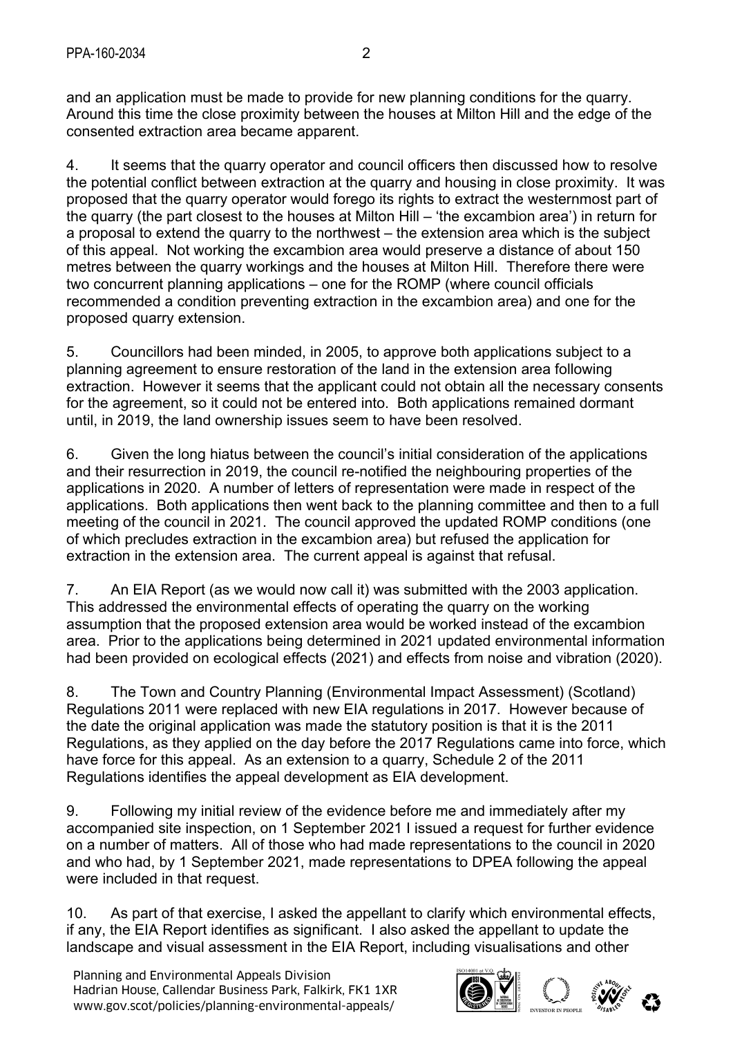and an application must be made to provide for new planning conditions for the quarry. Around this time the close proximity between the houses at Milton Hill and the edge of the consented extraction area became apparent.

4. It seems that the quarry operator and council officers then discussed how to resolve the potential conflict between extraction at the quarry and housing in close proximity. It was proposed that the quarry operator would forego its rights to extract the westernmost part of the quarry (the part closest to the houses at Milton Hill – 'the excambion area') in return for a proposal to extend the quarry to the northwest – the extension area which is the subject of this appeal. Not working the excambion area would preserve a distance of about 150 metres between the quarry workings and the houses at Milton Hill. Therefore there were two concurrent planning applications – one for the ROMP (where council officials recommended a condition preventing extraction in the excambion area) and one for the proposed quarry extension.

5. Councillors had been minded, in 2005, to approve both applications subject to a planning agreement to ensure restoration of the land in the extension area following extraction. However it seems that the applicant could not obtain all the necessary consents for the agreement, so it could not be entered into. Both applications remained dormant until, in 2019, the land ownership issues seem to have been resolved.

6. Given the long hiatus between the council's initial consideration of the applications and their resurrection in 2019, the council re-notified the neighbouring properties of the applications in 2020. A number of letters of representation were made in respect of the applications. Both applications then went back to the planning committee and then to a full meeting of the council in 2021. The council approved the updated ROMP conditions (one of which precludes extraction in the excambion area) but refused the application for extraction in the extension area. The current appeal is against that refusal.

7. An EIA Report (as we would now call it) was submitted with the 2003 application. This addressed the environmental effects of operating the quarry on the working assumption that the proposed extension area would be worked instead of the excambion area. Prior to the applications being determined in 2021 updated environmental information had been provided on ecological effects (2021) and effects from noise and vibration (2020).

8. The Town and Country Planning (Environmental Impact Assessment) (Scotland) Regulations 2011 were replaced with new EIA regulations in 2017. However because of the date the original application was made the statutory position is that it is the 2011 Regulations, as they applied on the day before the 2017 Regulations came into force, which have force for this appeal. As an extension to a quarry, Schedule 2 of the 2011 Regulations identifies the appeal development as EIA development.

9. Following my initial review of the evidence before me and immediately after my accompanied site inspection, on 1 September 2021 I issued a request for further evidence on a number of matters. All of those who had made representations to the council in 2020 and who had, by 1 September 2021, made representations to DPEA following the appeal were included in that request.

10. As part of that exercise, I asked the appellant to clarify which environmental effects, if any, the EIA Report identifies as significant. I also asked the appellant to update the landscape and visual assessment in the EIA Report, including visualisations and other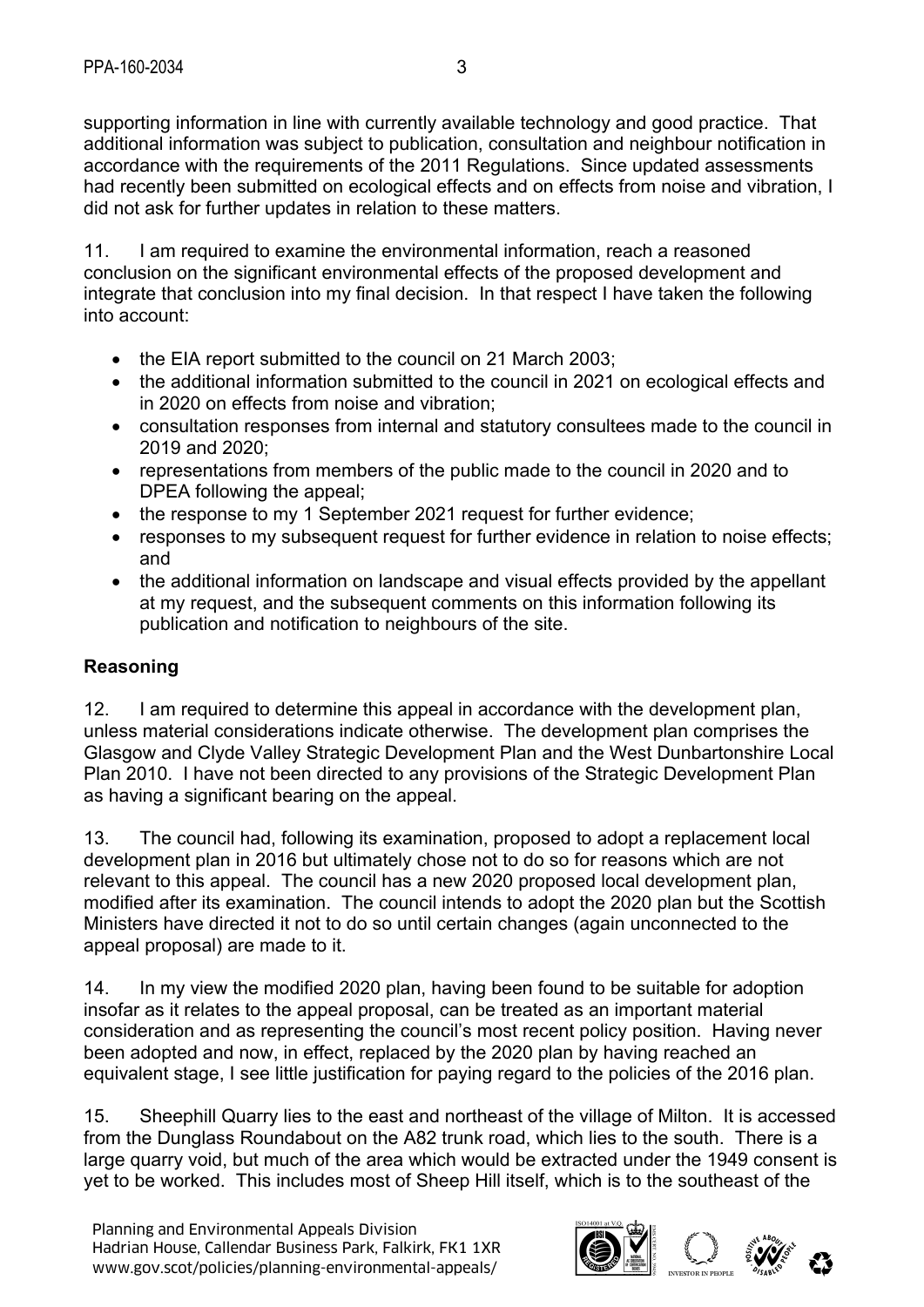supporting information in line with currently available technology and good practice. That additional information was subject to publication, consultation and neighbour notification in accordance with the requirements of the 2011 Regulations. Since updated assessments had recently been submitted on ecological effects and on effects from noise and vibration, I did not ask for further updates in relation to these matters.

11. I am required to examine the environmental information, reach a reasoned conclusion on the significant environmental effects of the proposed development and integrate that conclusion into my final decision. In that respect I have taken the following into account:

- the EIA report submitted to the council on 21 March 2003;
- the additional information submitted to the council in 2021 on ecological effects and in 2020 on effects from noise and vibration;
- consultation responses from internal and statutory consultees made to the council in 2019 and 2020;
- representations from members of the public made to the council in 2020 and to DPEA following the appeal;
- the response to my 1 September 2021 request for further evidence;
- responses to my subsequent request for further evidence in relation to noise effects; and
- the additional information on landscape and visual effects provided by the appellant at my request, and the subsequent comments on this information following its publication and notification to neighbours of the site.

**Reasoning**

12. I am required to determine this appeal in accordance with the development plan, unless material considerations indicate otherwise. The development plan comprises the Glasgow and Clyde Valley Strategic Development Plan and the West Dunbartonshire Local Plan 2010. I have not been directed to any provisions of the Strategic Development Plan as having a significant bearing on the appeal.

13. The council had, following its examination, proposed to adopt a replacement local development plan in 2016 but ultimately chose not to do so for reasons which are not relevant to this appeal. The council has a new 2020 proposed local development plan, modified after its examination. The council intends to adopt the 2020 plan but the Scottish Ministers have directed it not to do so until certain changes (again unconnected to the appeal proposal) are made to it.

14. In my view the modified 2020 plan, having been found to be suitable for adoption insofar as it relates to the appeal proposal, can be treated as an important material consideration and as representing the council's most recent policy position. Having never been adopted and now, in effect, replaced by the 2020 plan by having reached an equivalent stage, I see little justification for paying regard to the policies of the 2016 plan.

15. Sheephill Quarry lies to the east and northeast of the village of Milton. It is accessed from the Dunglass Roundabout on the A82 trunk road, which lies to the south. There is a large quarry void, but much of the area which would be extracted under the 1949 consent is yet to be worked. This includes most of Sheep Hill itself, which is to the southeast of the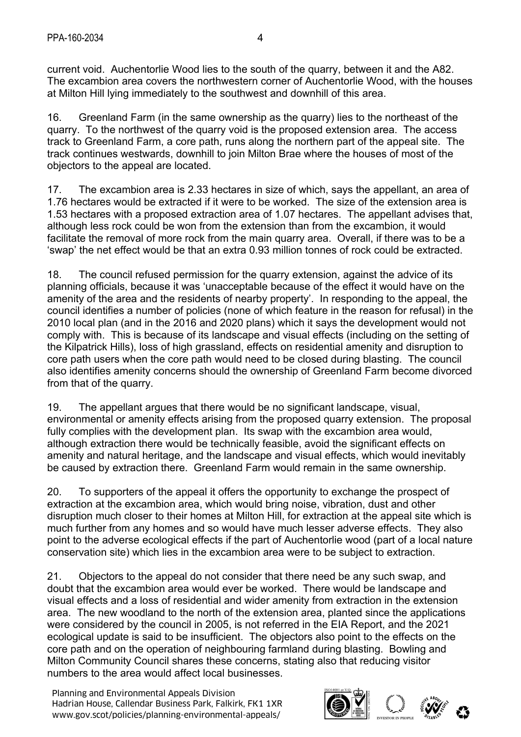current void. Auchentorlie Wood lies to the south of the quarry, between it and the A82. The excambion area covers the northwestern corner of Auchentorlie Wood, with the houses at Milton Hill lying immediately to the southwest and downhill of this area.

16. Greenland Farm (in the same ownership as the quarry) lies to the northeast of the quarry. To the northwest of the quarry void is the proposed extension area. The access track to Greenland Farm, a core path, runs along the northern part of the appeal site. The track continues westwards, downhill to join Milton Brae where the houses of most of the objectors to the appeal are located.

17. The excambion area is 2.33 hectares in size of which, says the appellant, an area of 1.76 hectares would be extracted if it were to be worked. The size of the extension area is 1.53 hectares with a proposed extraction area of 1.07 hectares. The appellant advises that, although less rock could be won from the extension than from the excambion, it would facilitate the removal of more rock from the main quarry area. Overall, if there was to be a 'swap' the net effect would be that an extra 0.93 million tonnes of rock could be extracted.

18. The council refused permission for the quarry extension, against the advice of its planning officials, because it was 'unacceptable because of the effect it would have on the amenity of the area and the residents of nearby property'. In responding to the appeal, the council identifies a number of policies (none of which feature in the reason for refusal) in the 2010 local plan (and in the 2016 and 2020 plans) which it says the development would not comply with. This is because of its landscape and visual effects (including on the setting of the Kilpatrick Hills), loss of high grassland, effects on residential amenity and disruption to core path users when the core path would need to be closed during blasting. The council also identifies amenity concerns should the ownership of Greenland Farm become divorced from that of the quarry.

19. The appellant argues that there would be no significant landscape, visual, environmental or amenity effects arising from the proposed quarry extension. The proposal fully complies with the development plan. Its swap with the excambion area would, although extraction there would be technically feasible, avoid the significant effects on amenity and natural heritage, and the landscape and visual effects, which would inevitably be caused by extraction there. Greenland Farm would remain in the same ownership.

20. To supporters of the appeal it offers the opportunity to exchange the prospect of extraction at the excambion area, which would bring noise, vibration, dust and other disruption much closer to their homes at Milton Hill, for extraction at the appeal site which is much further from any homes and so would have much lesser adverse effects. They also point to the adverse ecological effects if the part of Auchentorlie wood (part of a local nature conservation site) which lies in the excambion area were to be subject to extraction.

21. Objectors to the appeal do not consider that there need be any such swap, and doubt that the excambion area would ever be worked. There would be landscape and visual effects and a loss of residential and wider amenity from extraction in the extension area. The new woodland to the north of the extension area, planted since the applications were considered by the council in 2005, is not referred in the EIA Report, and the 2021 ecological update is said to be insufficient. The objectors also point to the effects on the core path and on the operation of neighbouring farmland during blasting. Bowling and Milton Community Council shares these concerns, stating also that reducing visitor numbers to the area would affect local businesses.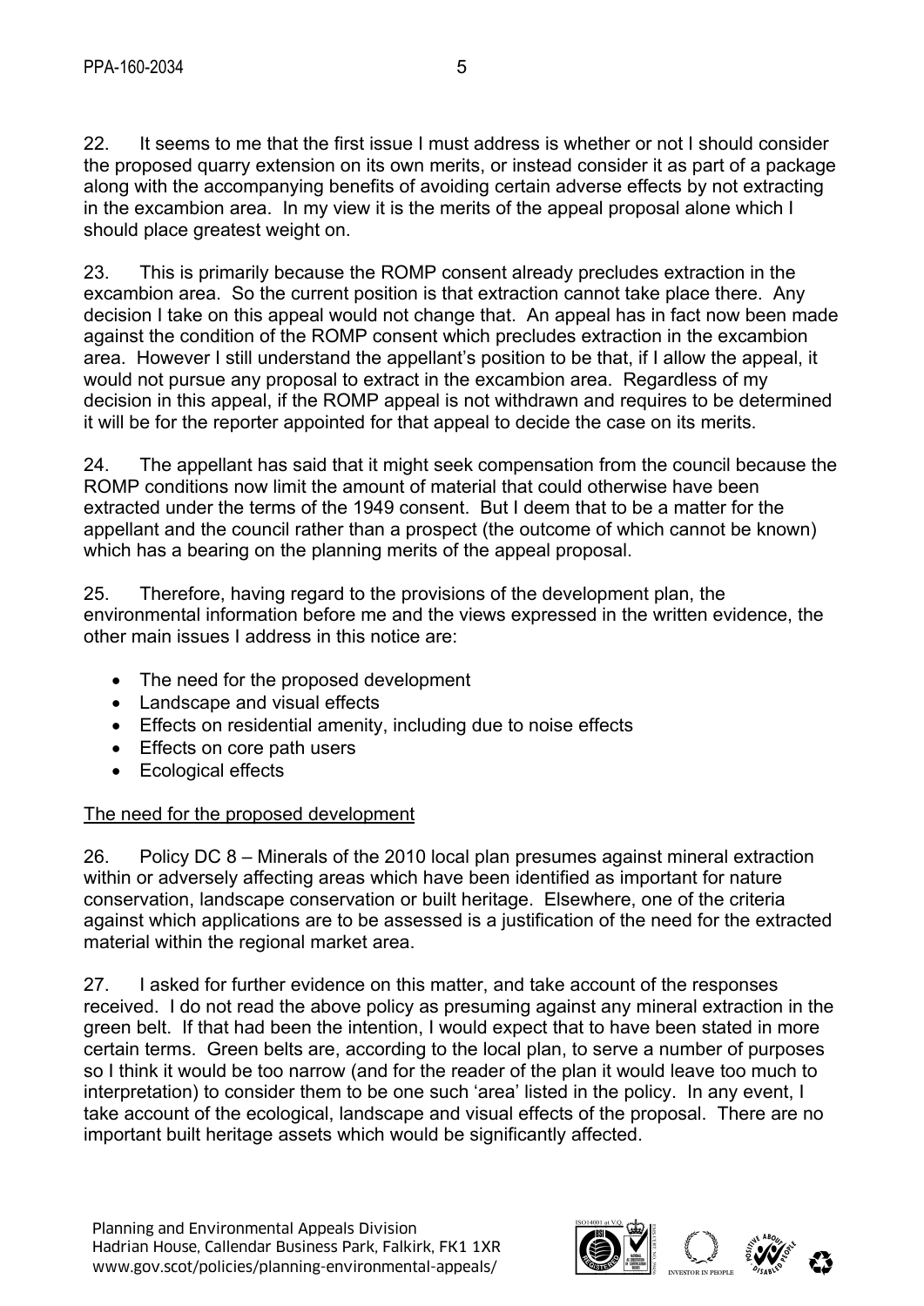22. It seems to me that the first issue I must address is whether or not I should consider the proposed quarry extension on its own merits, or instead consider it as part of a package along with the accompanying benefits of avoiding certain adverse effects by not extracting in the excambion area. In my view it is the merits of the appeal proposal alone which I should place greatest weight on.

23. This is primarily because the ROMP consent already precludes extraction in the excambion area. So the current position is that extraction cannot take place there. Any decision I take on this appeal would not change that. An appeal has in fact now been made against the condition of the ROMP consent which precludes extraction in the excambion area. However I still understand the appellant's position to be that, if I allow the appeal, it would not pursue any proposal to extract in the excambion area. Regardless of my decision in this appeal, if the ROMP appeal is not withdrawn and requires to be determined it will be for the reporter appointed for that appeal to decide the case on its merits.

24. The appellant has said that it might seek compensation from the council because the ROMP conditions now limit the amount of material that could otherwise have been extracted under the terms of the 1949 consent. But I deem that to be a matter for the appellant and the council rather than a prospect (the outcome of which cannot be known) which has a bearing on the planning merits of the appeal proposal.

25. Therefore, having regard to the provisions of the development plan, the environmental information before me and the views expressed in the written evidence, the other main issues I address in this notice are:

- The need for the proposed development
- Landscape and visual effects
- Effects on residential amenity, including due to noise effects
- Effects on core path users
- Ecological effects

The need for the proposed development

26. Policy DC 8 – Minerals of the 2010 local plan presumes against mineral extraction within or adversely affecting areas which have been identified as important for nature conservation, landscape conservation or built heritage. Elsewhere, one of the criteria against which applications are to be assessed is a justification of the need for the extracted material within the regional market area.

27. I asked for further evidence on this matter, and take account of the responses received. I do not read the above policy as presuming against any mineral extraction in the green belt. If that had been the intention, I would expect that to have been stated in more certain terms. Green belts are, according to the local plan, to serve a number of purposes so I think it would be too narrow (and for the reader of the plan it would leave too much to interpretation) to consider them to be one such 'area' listed in the policy. In any event, I take account of the ecological, landscape and visual effects of the proposal. There are no important built heritage assets which would be significantly affected.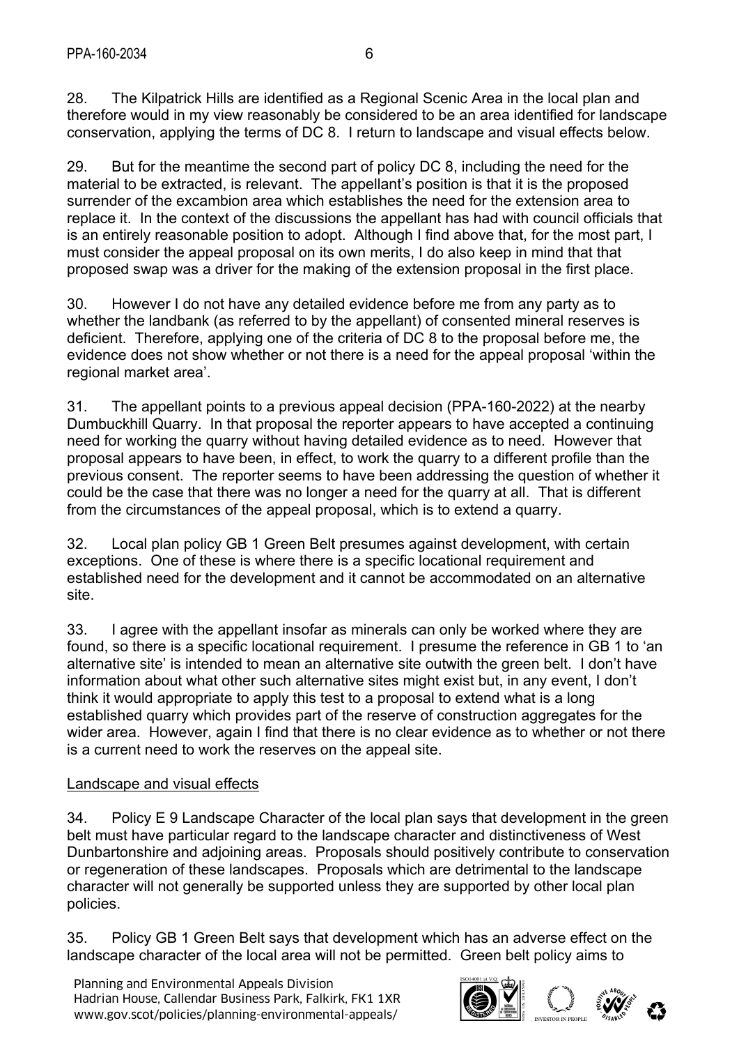28. The Kilpatrick Hills are identified as a Regional Scenic Area in the local plan and therefore would in my view reasonably be considered to be an area identified for landscape conservation, applying the terms of DC 8. I return to landscape and visual effects below.

29. But for the meantime the second part of policy DC 8, including the need for the material to be extracted, is relevant. The appellant's position is that it is the proposed surrender of the excambion area which establishes the need for the extension area to replace it. In the context of the discussions the appellant has had with council officials that is an entirely reasonable position to adopt. Although I find above that, for the most part, I must consider the appeal proposal on its own merits, I do also keep in mind that that proposed swap was a driver for the making of the extension proposal in the first place.

30. However I do not have any detailed evidence before me from any party as to whether the landbank (as referred to by the appellant) of consented mineral reserves is deficient. Therefore, applying one of the criteria of DC 8 to the proposal before me, the evidence does not show whether or not there is a need for the appeal proposal 'within the regional market area'.

31. The appellant points to a previous appeal decision (PPA-160-2022) at the nearby Dumbuckhill Quarry. In that proposal the reporter appears to have accepted a continuing need for working the quarry without having detailed evidence as to need. However that proposal appears to have been, in effect, to work the quarry to a different profile than the previous consent. The reporter seems to have been addressing the question of whether it could be the case that there was no longer a need for the quarry at all. That is different from the circumstances of the appeal proposal, which is to extend a quarry.

32. Local plan policy GB 1 Green Belt presumes against development, with certain exceptions. One of these is where there is a specific locational requirement and established need for the development and it cannot be accommodated on an alternative site.

33. I agree with the appellant insofar as minerals can only be worked where they are found, so there is a specific locational requirement. I presume the reference in GB 1 to 'an alternative site' is intended to mean an alternative site outwith the green belt. I don't have information about what other such alternative sites might exist but, in any event, I don't think it would appropriate to apply this test to a proposal to extend what is a long established quarry which provides part of the reserve of construction aggregates for the wider area. However, again I find that there is no clear evidence as to whether or not there is a current need to work the reserves on the appeal site.

<u>Landscape and visual effects</u>

34. Policy E 9 Landscape Character of the local plan says that development in the green belt must have particular regard to the landscape character and distinctiveness of West Dunbartonshire and adjoining areas. Proposals should positively contribute to conservation or regeneration of these landscapes. Proposals which are detrimental to the landscape character will not generally be supported unless they are supported by other local plan policies.

35. Policy GB 1 Green Belt says that development which has an adverse effect on the landscape character of the local area will not be permitted. Green belt policy aims to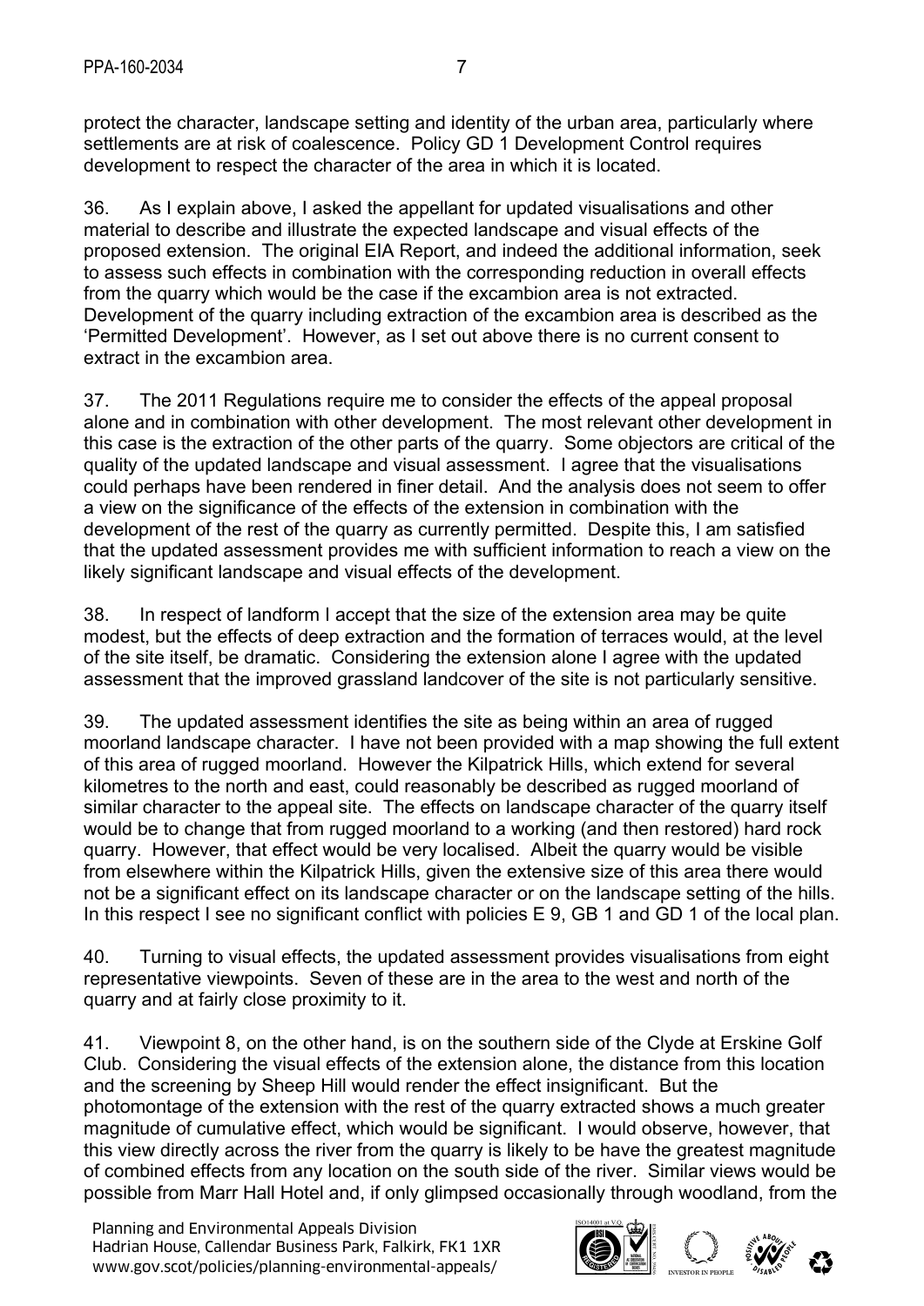protect the character, landscape setting and identity of the urban area, particularly where settlements are at risk of coalescence. Policy GD 1 Development Control requires development to respect the character of the area in which it is located.

36. As I explain above, I asked the appellant for updated visualisations and other material to describe and illustrate the expected landscape and visual effects of the proposed extension. The original EIA Report, and indeed the additional information, seek to assess such effects in combination with the corresponding reduction in overall effects from the quarry which would be the case if the excambion area is not extracted. Development of the quarry including extraction of the excambion area is described as the 'Permitted Development'. However, as I set out above there is no current consent to extract in the excambion area.

37. The 2011 Regulations require me to consider the effects of the appeal proposal alone and in combination with other development. The most relevant other development in this case is the extraction of the other parts of the quarry. Some objectors are critical of the quality of the updated landscape and visual assessment. I agree that the visualisations could perhaps have been rendered in finer detail. And the analysis does not seem to offer a view on the significance of the effects of the extension in combination with the development of the rest of the quarry as currently permitted. Despite this, I am satisfied that the updated assessment provides me with sufficient information to reach a view on the likely significant landscape and visual effects of the development.

38. In respect of landform I accept that the size of the extension area may be quite modest, but the effects of deep extraction and the formation of terraces would, at the level of the site itself, be dramatic. Considering the extension alone I agree with the updated assessment that the improved grassland landcover of the site is not particularly sensitive.

39. The updated assessment identifies the site as being within an area of rugged moorland landscape character. I have not been provided with a map showing the full extent of this area of rugged moorland. However the Kilpatrick Hills, which extend for several kilometres to the north and east, could reasonably be described as rugged moorland of similar character to the appeal site. The effects on landscape character of the quarry itself would be to change that from rugged moorland to a working (and then restored) hard rock quarry. However, that effect would be very localised. Albeit the quarry would be visible from elsewhere within the Kilpatrick Hills, given the extensive size of this area there would not be a significant effect on its landscape character or on the landscape setting of the hills. In this respect I see no significant conflict with policies E 9, GB 1 and GD 1 of the local plan.

40. Turning to visual effects, the updated assessment provides visualisations from eight representative viewpoints. Seven of these are in the area to the west and north of the quarry and at fairly close proximity to it.

41. Viewpoint 8, on the other hand, is on the southern side of the Clyde at Erskine Golf Club. Considering the visual effects of the extension alone, the distance from this location and the screening by Sheep Hill would render the effect insignificant. But the photomontage of the extension with the rest of the quarry extracted shows a much greater magnitude of cumulative effect, which would be significant. I would observe, however, that this view directly across the river from the quarry is likely to be have the greatest magnitude of combined effects from any location on the south side of the river. Similar views would be possible from Marr Hall Hotel and, if only glimpsed occasionally through woodland, from the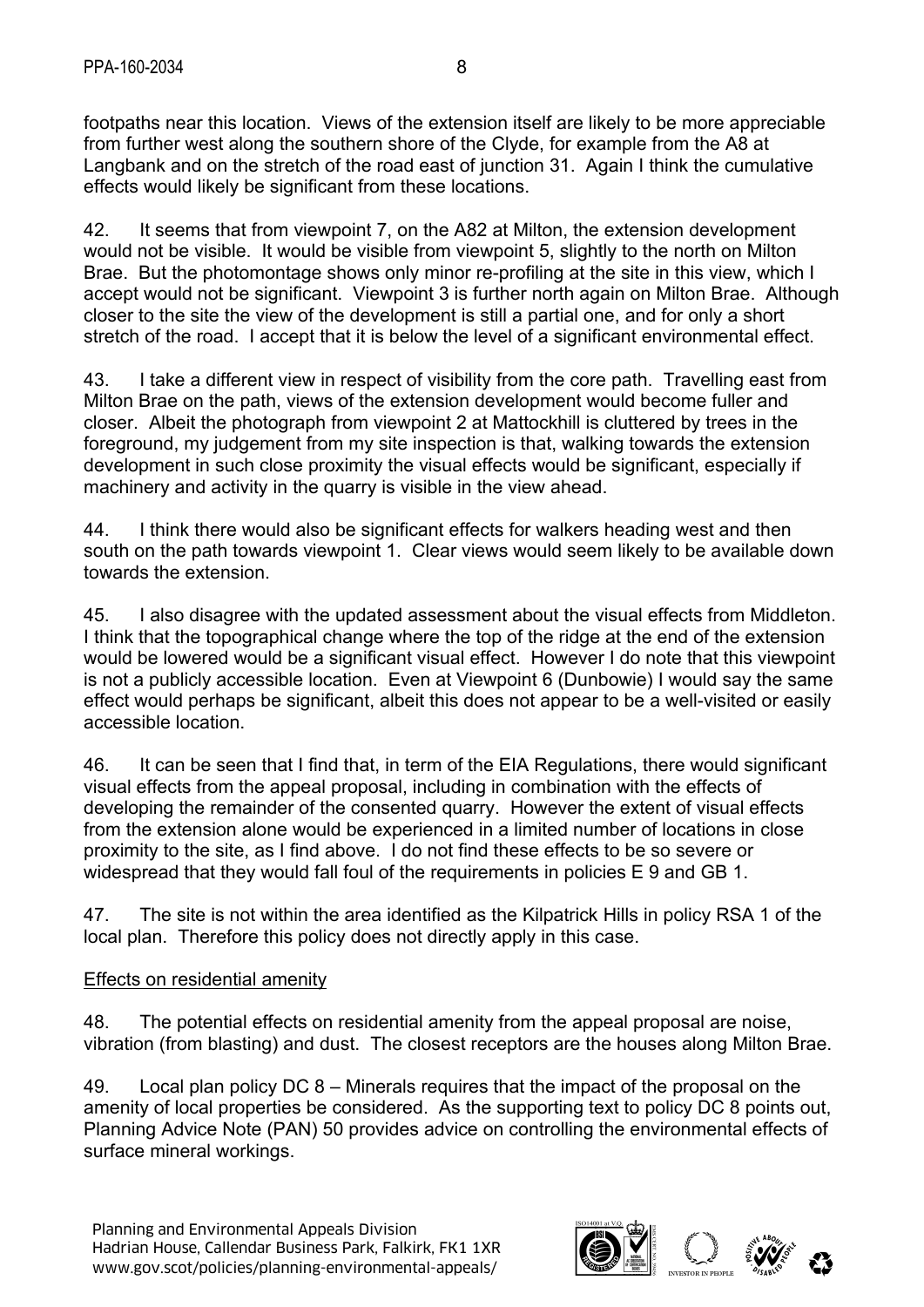footpaths near this location. Views of the extension itself are likely to be more appreciable from further west along the southern shore of the Clyde, for example from the A8 at Langbank and on the stretch of the road east of junction 31. Again I think the cumulative effects would likely be significant from these locations.

42. It seems that from viewpoint 7, on the A82 at Milton, the extension development would not be visible. It would be visible from viewpoint 5, slightly to the north on Milton Brae. But the photomontage shows only minor re-profiling at the site in this view, which I accept would not be significant. Viewpoint 3 is further north again on Milton Brae. Although closer to the site the view of the development is still a partial one, and for only a short stretch of the road. I accept that it is below the level of a significant environmental effect.

43. I take a different view in respect of visibility from the core path. Travelling east from Milton Brae on the path, views of the extension development would become fuller and closer. Albeit the photograph from viewpoint 2 at Mattockhill is cluttered by trees in the foreground, my judgement from my site inspection is that, walking towards the extension development in such close proximity the visual effects would be significant, especially if machinery and activity in the quarry is visible in the view ahead.

44. I think there would also be significant effects for walkers heading west and then south on the path towards viewpoint 1. Clear views would seem likely to be available down towards the extension.

45. I also disagree with the updated assessment about the visual effects from Middleton. I think that the topographical change where the top of the ridge at the end of the extension would be lowered would be a significant visual effect. However I do note that this viewpoint is not a publicly accessible location. Even at Viewpoint 6 (Dunbowie) I would say the same effect would perhaps be significant, albeit this does not appear to be a well-visited or easily accessible location.

46. It can be seen that I find that, in term of the EIA Regulations, there would significant visual effects from the appeal proposal, including in combination with the effects of developing the remainder of the consented quarry. However the extent of visual effects from the extension alone would be experienced in a limited number of locations in close proximity to the site, as I find above. I do not find these effects to be so severe or widespread that they would fall foul of the requirements in policies E 9 and GB 1.

47. The site is not within the area identified as the Kilpatrick Hills in policy RSA 1 of the local plan. Therefore this policy does not directly apply in this case.

## Effects on residential amenity

48. The potential effects on residential amenity from the appeal proposal are noise, vibration (from blasting) and dust. The closest receptors are the houses along Milton Brae.

49. Local plan policy DC 8 – Minerals requires that the impact of the proposal on the amenity of local properties be considered. As the supporting text to policy DC 8 points out, Planning Advice Note (PAN) 50 provides advice on controlling the environmental effects of surface mineral workings.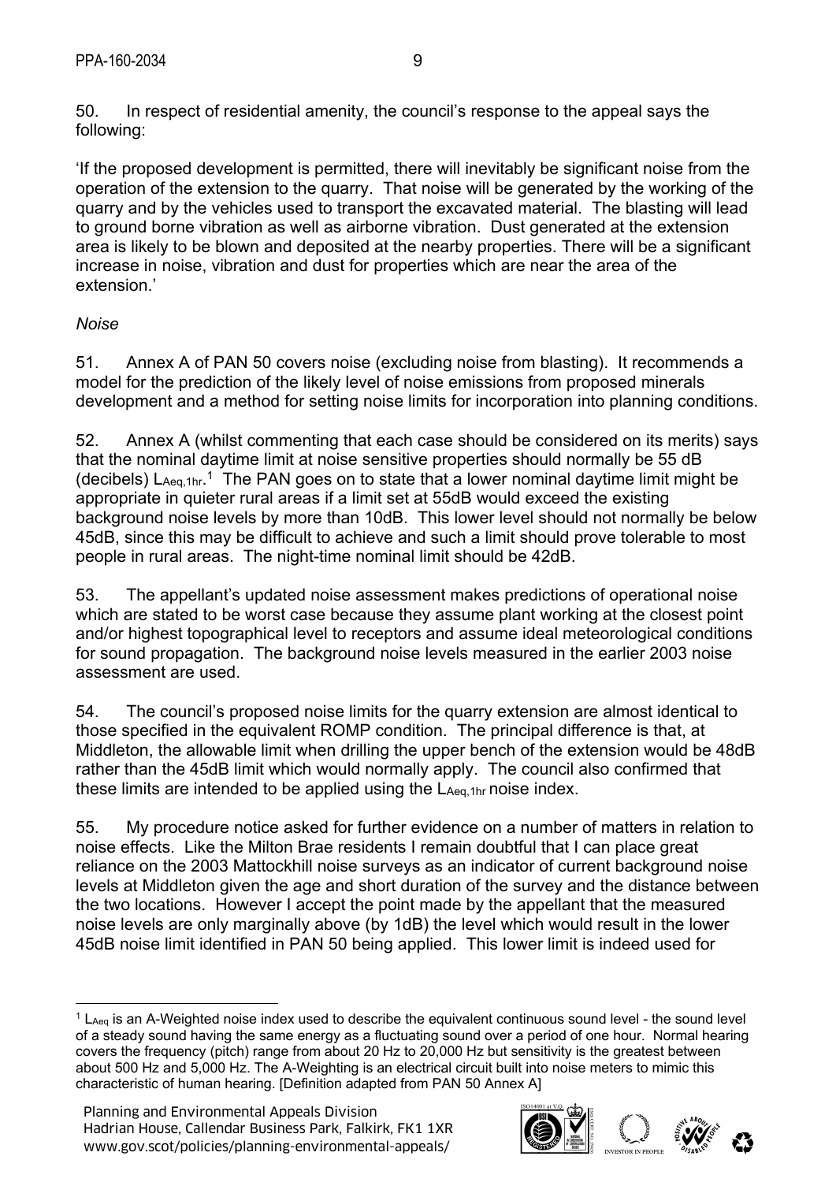50. In respect of residential amenity, the council's response to the appeal says the following:

'If the proposed development is permitted, there will inevitably be significant noise from the operation of the extension to the quarry. That noise will be generated by the working of the quarry and by the vehicles used to transport the excavated material. The blasting will lead to ground borne vibration as well as airborne vibration. Dust generated at the extension area is likely to be blown and deposited at the nearby properties. There will be a significant increase in noise, vibration and dust for properties which are near the area of the extension.'

*Noise*

51. Annex A of PAN 50 covers noise (excluding noise from blasting). It recommends a model for the prediction of the likely level of noise emissions from proposed minerals development and a method for setting noise limits for incorporation into planning conditions.

52. Annex A (whilst commenting that each case should be considered on its merits) says that the nominal daytime limit at noise sensitive properties should normally be 55 dB (decibels) $L_{Aeq,1hr}$.[1] The PAN goes on to state that a lower nominal daytime limit might be appropriate in quieter rural areas if a limit set at 55dB would exceed the existing background noise levels by more than 10dB. This lower level should not normally be below 45dB, since this may be difficult to achieve and such a limit should prove tolerable to most people in rural areas. The night-time nominal limit should be 42dB.

53. The appellant's updated noise assessment makes predictions of operational noise which are stated to be worst case because they assume plant working at the closest point and/or highest topographical level to receptors and assume ideal meteorological conditions for sound propagation. The background noise levels measured in the earlier 2003 noise assessment are used.

54. The council's proposed noise limits for the quarry extension are almost identical to those specified in the equivalent ROMP condition. The principal difference is that, at Middleton, the allowable limit when drilling the upper bench of the extension would be 48dB rather than the 45dB limit which would normally apply. The council also confirmed that these limits are intended to be applied using the $L_{Aeq,1hr}$ noise index.

55. My procedure notice asked for further evidence on a number of matters in relation to noise effects. Like the Milton Brae residents I remain doubtful that I can place great reliance on the 2003 Mattockhill noise surveys as an indicator of current background noise levels at Middleton given the age and short duration of the survey and the distance between the two locations. However I accept the point made by the appellant that the measured noise levels are only marginally above (by 1dB) the level which would result in the lower 45dB noise limit identified in PAN 50 being applied. This lower limit is indeed used for

[1] $L_{Aeq}$ is an A-Weighted noise index used to describe the equivalent continuous sound level - the sound level of a steady sound having the same energy as a fluctuating sound over a period of one hour. Normal hearing covers the frequency (pitch) range from about 20 Hz to 20,000 Hz but sensitivity is the greatest between about 500 Hz and 5,000 Hz. The A-Weighting is an electrical circuit built into noise meters to mimic this characteristic of human hearing. [Definition adapted from PAN 50 Annex A]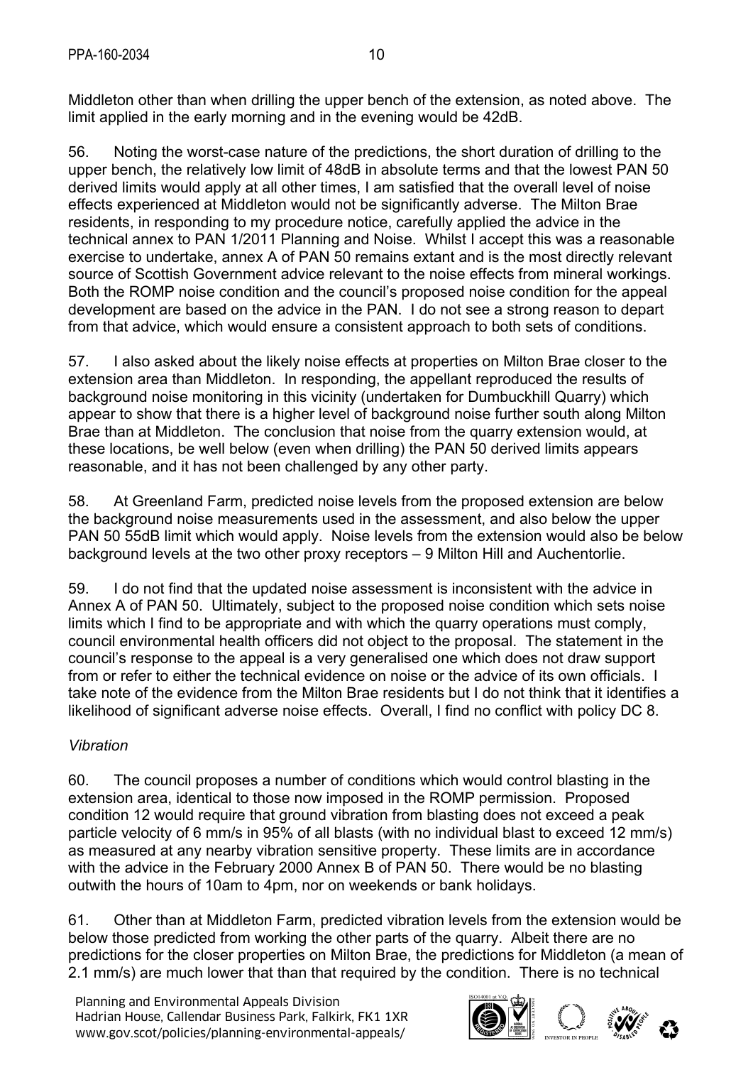Middleton other than when drilling the upper bench of the extension, as noted above. The limit applied in the early morning and in the evening would be 42dB.

56. Noting the worst-case nature of the predictions, the short duration of drilling to the upper bench, the relatively low limit of 48dB in absolute terms and that the lowest PAN 50 derived limits would apply at all other times, I am satisfied that the overall level of noise effects experienced at Middleton would not be significantly adverse. The Milton Brae residents, in responding to my procedure notice, carefully applied the advice in the technical annex to PAN 1/2011 Planning and Noise. Whilst I accept this was a reasonable exercise to undertake, annex A of PAN 50 remains extant and is the most directly relevant source of Scottish Government advice relevant to the noise effects from mineral workings. Both the ROMP noise condition and the council's proposed noise condition for the appeal development are based on the advice in the PAN. I do not see a strong reason to depart from that advice, which would ensure a consistent approach to both sets of conditions.

57. I also asked about the likely noise effects at properties on Milton Brae closer to the extension area than Middleton. In responding, the appellant reproduced the results of background noise monitoring in this vicinity (undertaken for Dumbuckhill Quarry) which appear to show that there is a higher level of background noise further south along Milton Brae than at Middleton. The conclusion that noise from the quarry extension would, at these locations, be well below (even when drilling) the PAN 50 derived limits appears reasonable, and it has not been challenged by any other party.

58. At Greenland Farm, predicted noise levels from the proposed extension are below the background noise measurements used in the assessment, and also below the upper PAN 50 55dB limit which would apply. Noise levels from the extension would also be below background levels at the two other proxy receptors – 9 Milton Hill and Auchentorlie.

59. I do not find that the updated noise assessment is inconsistent with the advice in Annex A of PAN 50. Ultimately, subject to the proposed noise condition which sets noise limits which I find to be appropriate and with which the quarry operations must comply, council environmental health officers did not object to the proposal. The statement in the council's response to the appeal is a very generalised one which does not draw support from or refer to either the technical evidence on noise or the advice of its own officials. I take note of the evidence from the Milton Brae residents but I do not think that it identifies a likelihood of significant adverse noise effects. Overall, I find no conflict with policy DC 8.

*Vibration*

60. The council proposes a number of conditions which would control blasting in the extension area, identical to those now imposed in the ROMP permission. Proposed condition 12 would require that ground vibration from blasting does not exceed a peak particle velocity of 6 mm/s in 95% of all blasts (with no individual blast to exceed 12 mm/s) as measured at any nearby vibration sensitive property. These limits are in accordance with the advice in the February 2000 Annex B of PAN 50. There would be no blasting outwith the hours of 10am to 4pm, nor on weekends or bank holidays.

61. Other than at Middleton Farm, predicted vibration levels from the extension would be below those predicted from working the other parts of the quarry. Albeit there are no predictions for the closer properties on Milton Brae, the predictions for Middleton (a mean of 2.1 mm/s) are much lower that than that required by the condition. There is no technical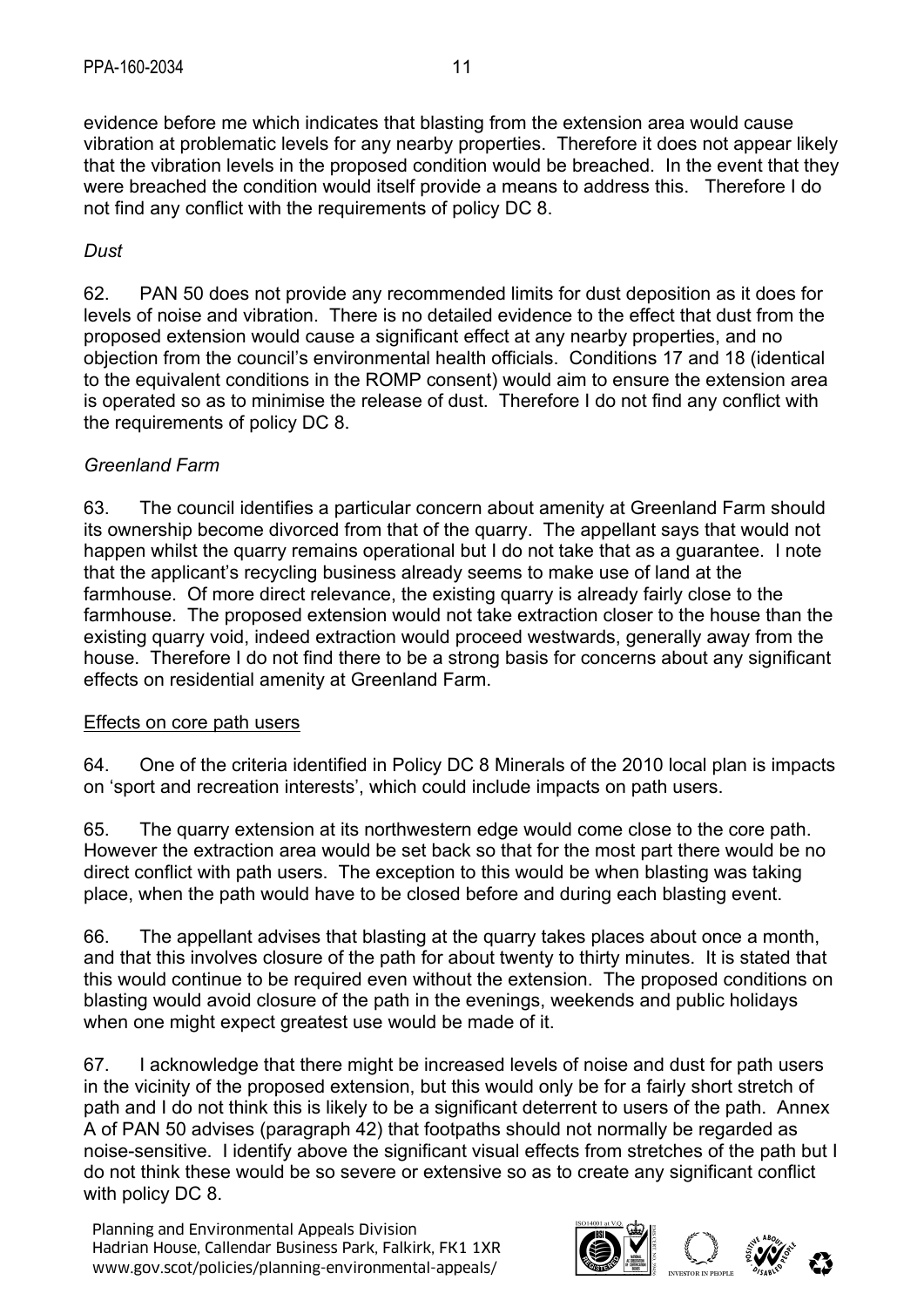evidence before me which indicates that blasting from the extension area would cause vibration at problematic levels for any nearby properties. Therefore it does not appear likely that the vibration levels in the proposed condition would be breached. In the event that they were breached the condition would itself provide a means to address this. Therefore I do not find any conflict with the requirements of policy DC 8.

*Dust*

62. PAN 50 does not provide any recommended limits for dust deposition as it does for levels of noise and vibration. There is no detailed evidence to the effect that dust from the proposed extension would cause a significant effect at any nearby properties, and no objection from the council's environmental health officials. Conditions 17 and 18 (identical to the equivalent conditions in the ROMP consent) would aim to ensure the extension area is operated so as to minimise the release of dust. Therefore I do not find any conflict with the requirements of policy DC 8.

*Greenland Farm*

63. The council identifies a particular concern about amenity at Greenland Farm should its ownership become divorced from that of the quarry. The appellant says that would not happen whilst the quarry remains operational but I do not take that as a guarantee. I note that the applicant's recycling business already seems to make use of land at the farmhouse. Of more direct relevance, the existing quarry is already fairly close to the farmhouse. The proposed extension would not take extraction closer to the house than the existing quarry void, indeed extraction would proceed westwards, generally away from the house. Therefore I do not find there to be a strong basis for concerns about any significant effects on residential amenity at Greenland Farm.

Effects on core path users

64. One of the criteria identified in Policy DC 8 Minerals of the 2010 local plan is impacts on 'sport and recreation interests', which could include impacts on path users.

65. The quarry extension at its northwestern edge would come close to the core path. However the extraction area would be set back so that for the most part there would be no direct conflict with path users. The exception to this would be when blasting was taking place, when the path would have to be closed before and during each blasting event.

66. The appellant advises that blasting at the quarry takes places about once a month, and that this involves closure of the path for about twenty to thirty minutes. It is stated that this would continue to be required even without the extension. The proposed conditions on blasting would avoid closure of the path in the evenings, weekends and public holidays when one might expect greatest use would be made of it.

67. I acknowledge that there might be increased levels of noise and dust for path users in the vicinity of the proposed extension, but this would only be for a fairly short stretch of path and I do not think this is likely to be a significant deterrent to users of the path. Annex A of PAN 50 advises (paragraph 42) that footpaths should not normally be regarded as noise-sensitive. I identify above the significant visual effects from stretches of the path but I do not think these would be so severe or extensive so as to create any significant conflict with policy DC 8.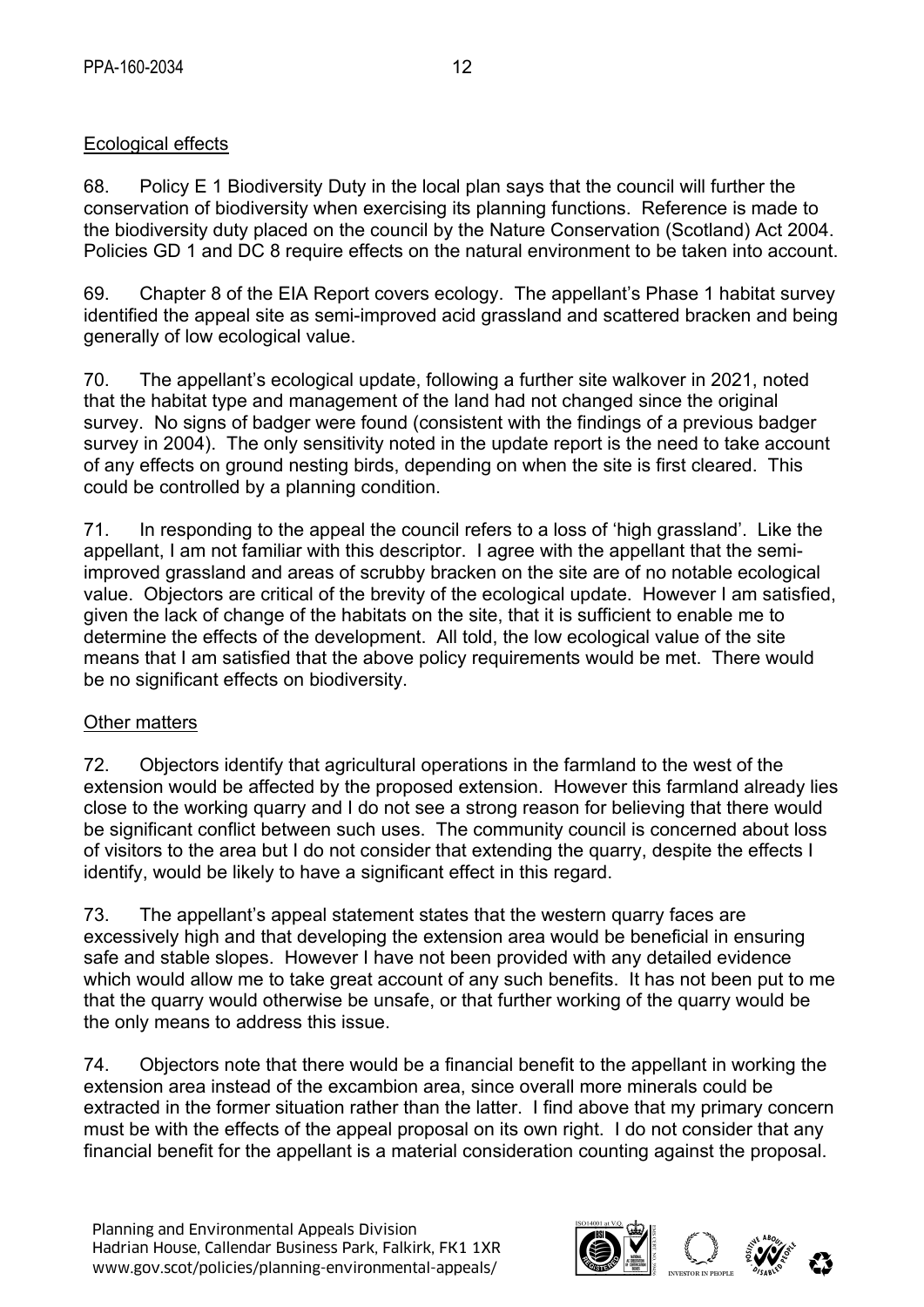## Ecological effects

68. Policy E 1 Biodiversity Duty in the local plan says that the council will further the conservation of biodiversity when exercising its planning functions. Reference is made to the biodiversity duty placed on the council by the Nature Conservation (Scotland) Act 2004. Policies GD 1 and DC 8 require effects on the natural environment to be taken into account.

69. Chapter 8 of the EIA Report covers ecology. The appellant's Phase 1 habitat survey identified the appeal site as semi-improved acid grassland and scattered bracken and being generally of low ecological value.

70. The appellant's ecological update, following a further site walkover in 2021, noted that the habitat type and management of the land had not changed since the original survey. No signs of badger were found (consistent with the findings of a previous badger survey in 2004). The only sensitivity noted in the update report is the need to take account of any effects on ground nesting birds, depending on when the site is first cleared. This could be controlled by a planning condition.

71. In responding to the appeal the council refers to a loss of 'high grassland'. Like the appellant, I am not familiar with this descriptor. I agree with the appellant that the semi-improved grassland and areas of scrubby bracken on the site are of no notable ecological value. Objectors are critical of the brevity of the ecological update. However I am satisfied, given the lack of change of the habitats on the site, that it is sufficient to enable me to determine the effects of the development. All told, the low ecological value of the site means that I am satisfied that the above policy requirements would be met. There would be no significant effects on biodiversity.

## Other matters

72. Objectors identify that agricultural operations in the farmland to the west of the extension would be affected by the proposed extension. However this farmland already lies close to the working quarry and I do not see a strong reason for believing that there would be significant conflict between such uses. The community council is concerned about loss of visitors to the area but I do not consider that extending the quarry, despite the effects I identify, would be likely to have a significant effect in this regard.

73. The appellant's appeal statement states that the western quarry faces are excessively high and that developing the extension area would be beneficial in ensuring safe and stable slopes. However I have not been provided with any detailed evidence which would allow me to take great account of any such benefits. It has not been put to me that the quarry would otherwise be unsafe, or that further working of the quarry would be the only means to address this issue.

74. Objectors note that there would be a financial benefit to the appellant in working the extension area instead of the excambion area, since overall more minerals could be extracted in the former situation rather than the latter. I find above that my primary concern must be with the effects of the appeal proposal on its own right. I do not consider that any financial benefit for the appellant is a material consideration counting against the proposal.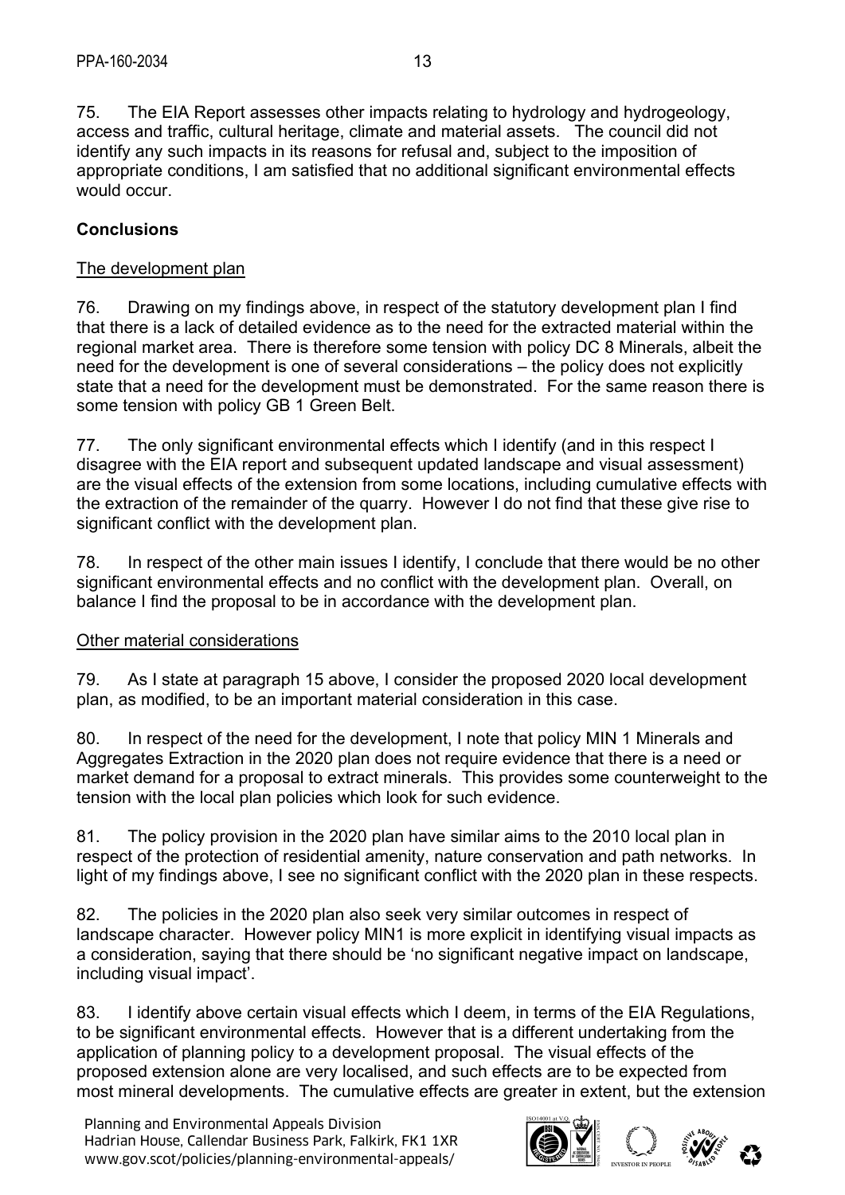75. The EIA Report assesses other impacts relating to hydrology and hydrogeology, access and traffic, cultural heritage, climate and material assets. The council did not identify any such impacts in its reasons for refusal and, subject to the imposition of appropriate conditions, I am satisfied that no additional significant environmental effects would occur.

**Conclusions**

The development plan

76. Drawing on my findings above, in respect of the statutory development plan I find that there is a lack of detailed evidence as to the need for the extracted material within the regional market area. There is therefore some tension with policy DC 8 Minerals, albeit the need for the development is one of several considerations – the policy does not explicitly state that a need for the development must be demonstrated. For the same reason there is some tension with policy GB 1 Green Belt.

77. The only significant environmental effects which I identify (and in this respect I disagree with the EIA report and subsequent updated landscape and visual assessment) are the visual effects of the extension from some locations, including cumulative effects with the extraction of the remainder of the quarry. However I do not find that these give rise to significant conflict with the development plan.

78. In respect of the other main issues I identify, I conclude that there would be no other significant environmental effects and no conflict with the development plan. Overall, on balance I find the proposal to be in accordance with the development plan.

Other material considerations

79. As I state at paragraph 15 above, I consider the proposed 2020 local development plan, as modified, to be an important material consideration in this case.

80. In respect of the need for the development, I note that policy MIN 1 Minerals and Aggregates Extraction in the 2020 plan does not require evidence that there is a need or market demand for a proposal to extract minerals. This provides some counterweight to the tension with the local plan policies which look for such evidence.

81. The policy provision in the 2020 plan have similar aims to the 2010 local plan in respect of the protection of residential amenity, nature conservation and path networks. In light of my findings above, I see no significant conflict with the 2020 plan in these respects.

82. The policies in the 2020 plan also seek very similar outcomes in respect of landscape character. However policy MIN1 is more explicit in identifying visual impacts as a consideration, saying that there should be 'no significant negative impact on landscape, including visual impact'.

83. I identify above certain visual effects which I deem, in terms of the EIA Regulations, to be significant environmental effects. However that is a different undertaking from the application of planning policy to a development proposal. The visual effects of the proposed extension alone are very localised, and such effects are to be expected from most mineral developments. The cumulative effects are greater in extent, but the extension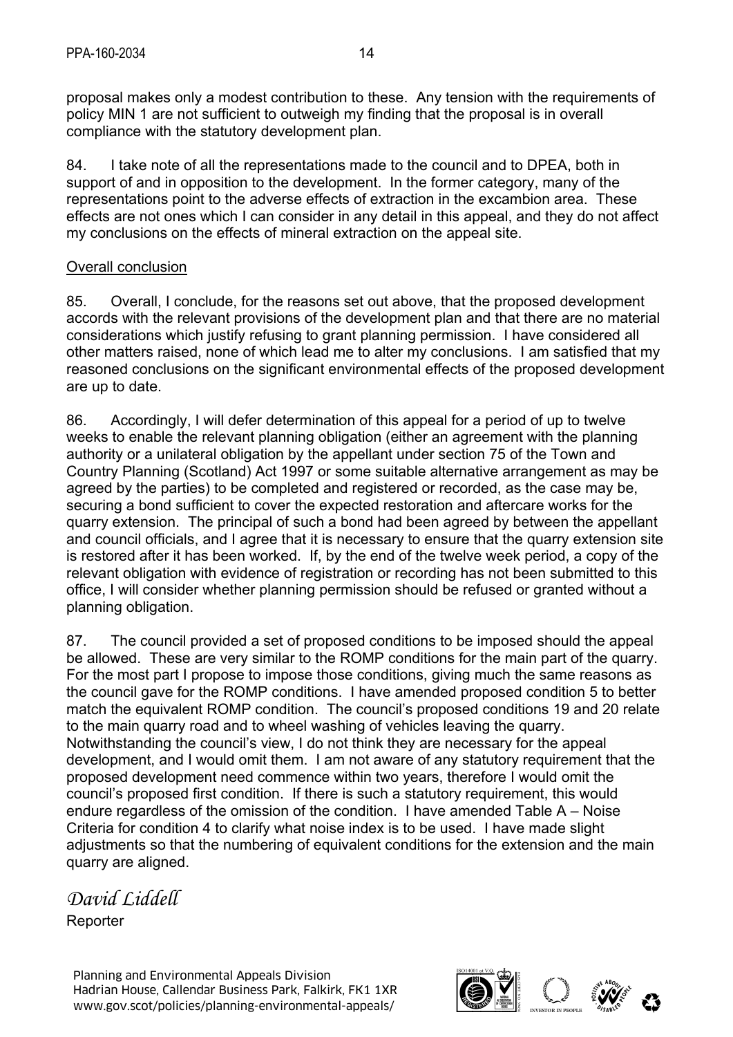proposal makes only a modest contribution to these. Any tension with the requirements of policy MIN 1 are not sufficient to outweigh my finding that the proposal is in overall compliance with the statutory development plan.

84. I take note of all the representations made to the council and to DPEA, both in support of and in opposition to the development. In the former category, many of the representations point to the adverse effects of extraction in the excambion area. These effects are not ones which I can consider in any detail in this appeal, and they do not affect my conclusions on the effects of mineral extraction on the appeal site.

## Overall conclusion

85. Overall, I conclude, for the reasons set out above, that the proposed development accords with the relevant provisions of the development plan and that there are no material considerations which justify refusing to grant planning permission. I have considered all other matters raised, none of which lead me to alter my conclusions. I am satisfied that my reasoned conclusions on the significant environmental effects of the proposed development are up to date.

86. Accordingly, I will defer determination of this appeal for a period of up to twelve weeks to enable the relevant planning obligation (either an agreement with the planning authority or a unilateral obligation by the appellant under section 75 of the Town and Country Planning (Scotland) Act 1997 or some suitable alternative arrangement as may be agreed by the parties) to be completed and registered or recorded, as the case may be, securing a bond sufficient to cover the expected restoration and aftercare works for the quarry extension. The principal of such a bond had been agreed by between the appellant and council officials, and I agree that it is necessary to ensure that the quarry extension site is restored after it has been worked. If, by the end of the twelve week period, a copy of the relevant obligation with evidence of registration or recording has not been submitted to this office, I will consider whether planning permission should be refused or granted without a planning obligation.

87. The council provided a set of proposed conditions to be imposed should the appeal be allowed. These are very similar to the ROMP conditions for the main part of the quarry. For the most part I propose to impose those conditions, giving much the same reasons as the council gave for the ROMP conditions. I have amended proposed condition 5 to better match the equivalent ROMP condition. The council's proposed conditions 19 and 20 relate to the main quarry road and to wheel washing of vehicles leaving the quarry. Notwithstanding the council's view, I do not think they are necessary for the appeal development, and I would omit them. I am not aware of any statutory requirement that the proposed development need commence within two years, therefore I would omit the council's proposed first condition. If there is such a statutory requirement, this would endure regardless of the omission of the condition. I have amended Table A – Noise Criteria for condition 4 to clarify what noise index is to be used. I have made slight adjustments so that the numbering of equivalent conditions for the extension and the main quarry are aligned.

*David Liddell*

Reporter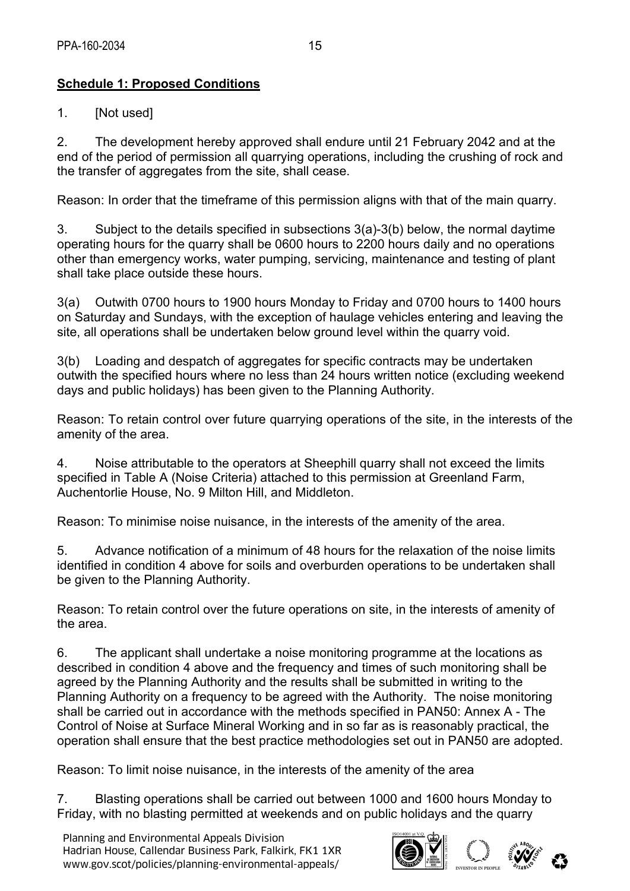**Schedule 1: Proposed Conditions**

1. [Not used]

2. The development hereby approved shall endure until 21 February 2042 and at the end of the period of permission all quarrying operations, including the crushing of rock and the transfer of aggregates from the site, shall cease.

Reason: In order that the timeframe of this permission aligns with that of the main quarry.

3. Subject to the details specified in subsections 3(a)-3(b) below, the normal daytime operating hours for the quarry shall be 0600 hours to 2200 hours daily and no operations other than emergency works, water pumping, servicing, maintenance and testing of plant shall take place outside these hours.

3(a) Outwith 0700 hours to 1900 hours Monday to Friday and 0700 hours to 1400 hours on Saturday and Sundays, with the exception of haulage vehicles entering and leaving the site, all operations shall be undertaken below ground level within the quarry void.

3(b) Loading and despatch of aggregates for specific contracts may be undertaken outwith the specified hours where no less than 24 hours written notice (excluding weekend days and public holidays) has been given to the Planning Authority.

Reason: To retain control over future quarrying operations of the site, in the interests of the amenity of the area.

4. Noise attributable to the operators at Sheephill quarry shall not exceed the limits specified in Table A (Noise Criteria) attached to this permission at Greenland Farm, Auchentorlie House, No. 9 Milton Hill, and Middleton.

Reason: To minimise noise nuisance, in the interests of the amenity of the area.

5. Advance notification of a minimum of 48 hours for the relaxation of the noise limits identified in condition 4 above for soils and overburden operations to be undertaken shall be given to the Planning Authority.

Reason: To retain control over the future operations on site, in the interests of amenity of the area.

6. The applicant shall undertake a noise monitoring programme at the locations as described in condition 4 above and the frequency and times of such monitoring shall be agreed by the Planning Authority and the results shall be submitted in writing to the Planning Authority on a frequency to be agreed with the Authority. The noise monitoring shall be carried out in accordance with the methods specified in PAN50: Annex A - The Control of Noise at Surface Mineral Working and in so far as is reasonably practical, the operation shall ensure that the best practice methodologies set out in PAN50 are adopted.

Reason: To limit noise nuisance, in the interests of the amenity of the area

7. Blasting operations shall be carried out between 1000 and 1600 hours Monday to Friday, with no blasting permitted at weekends and on public holidays and the quarry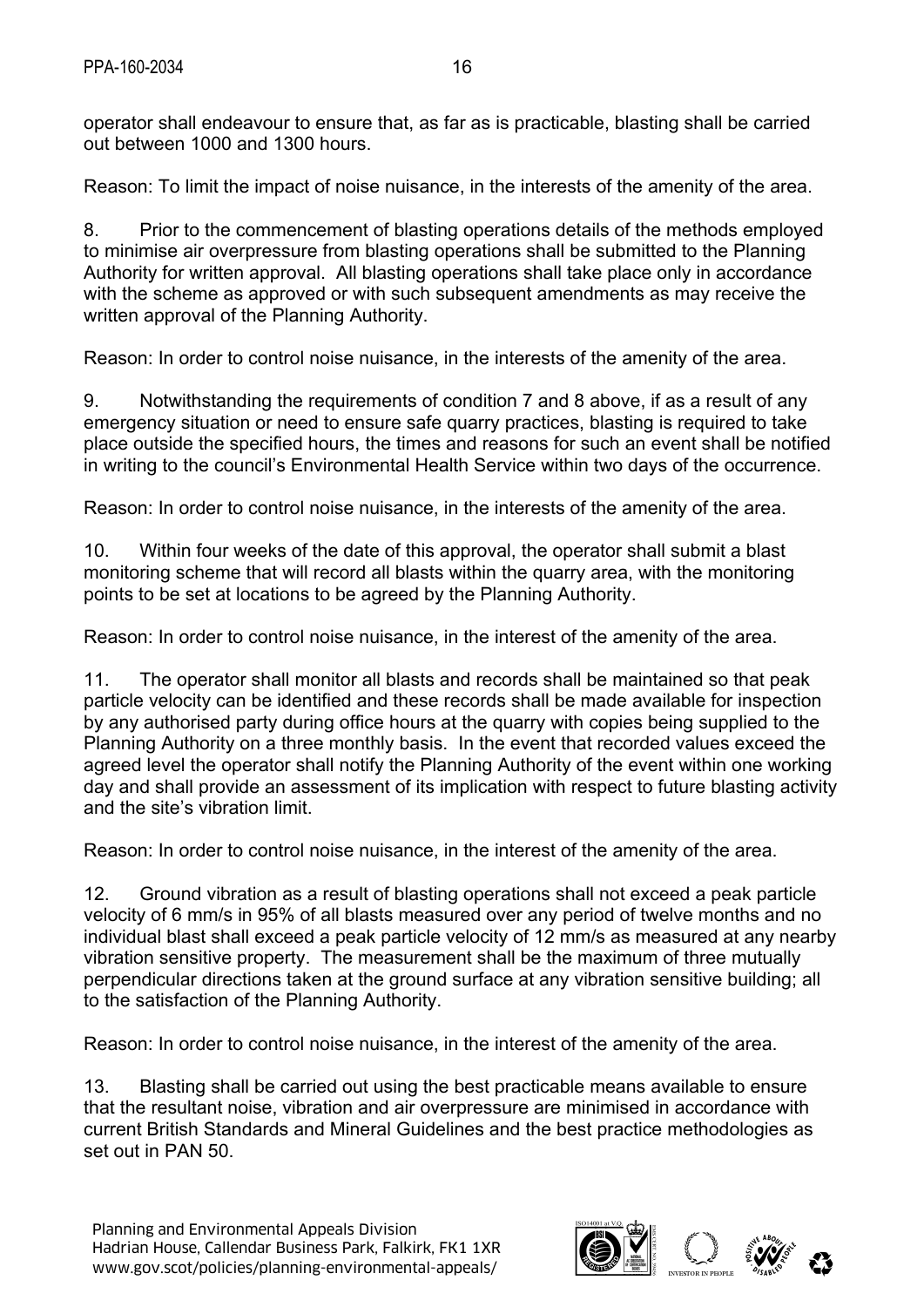operator shall endeavour to ensure that, as far as is practicable, blasting shall be carried out between 1000 and 1300 hours.

Reason: To limit the impact of noise nuisance, in the interests of the amenity of the area.

8. Prior to the commencement of blasting operations details of the methods employed to minimise air overpressure from blasting operations shall be submitted to the Planning Authority for written approval. All blasting operations shall take place only in accordance with the scheme as approved or with such subsequent amendments as may receive the written approval of the Planning Authority.

Reason: In order to control noise nuisance, in the interests of the amenity of the area.

9. Notwithstanding the requirements of condition 7 and 8 above, if as a result of any emergency situation or need to ensure safe quarry practices, blasting is required to take place outside the specified hours, the times and reasons for such an event shall be notified in writing to the council's Environmental Health Service within two days of the occurrence.

Reason: In order to control noise nuisance, in the interests of the amenity of the area.

10. Within four weeks of the date of this approval, the operator shall submit a blast monitoring scheme that will record all blasts within the quarry area, with the monitoring points to be set at locations to be agreed by the Planning Authority.

Reason: In order to control noise nuisance, in the interest of the amenity of the area.

11. The operator shall monitor all blasts and records shall be maintained so that peak particle velocity can be identified and these records shall be made available for inspection by any authorised party during office hours at the quarry with copies being supplied to the Planning Authority on a three monthly basis. In the event that recorded values exceed the agreed level the operator shall notify the Planning Authority of the event within one working day and shall provide an assessment of its implication with respect to future blasting activity and the site's vibration limit.

Reason: In order to control noise nuisance, in the interest of the amenity of the area.

12. Ground vibration as a result of blasting operations shall not exceed a peak particle velocity of 6 mm/s in 95% of all blasts measured over any period of twelve months and no individual blast shall exceed a peak particle velocity of 12 mm/s as measured at any nearby vibration sensitive property. The measurement shall be the maximum of three mutually perpendicular directions taken at the ground surface at any vibration sensitive building; all to the satisfaction of the Planning Authority.

Reason: In order to control noise nuisance, in the interest of the amenity of the area.

13. Blasting shall be carried out using the best practicable means available to ensure that the resultant noise, vibration and air overpressure are minimised in accordance with current British Standards and Mineral Guidelines and the best practice methodologies as set out in PAN 50.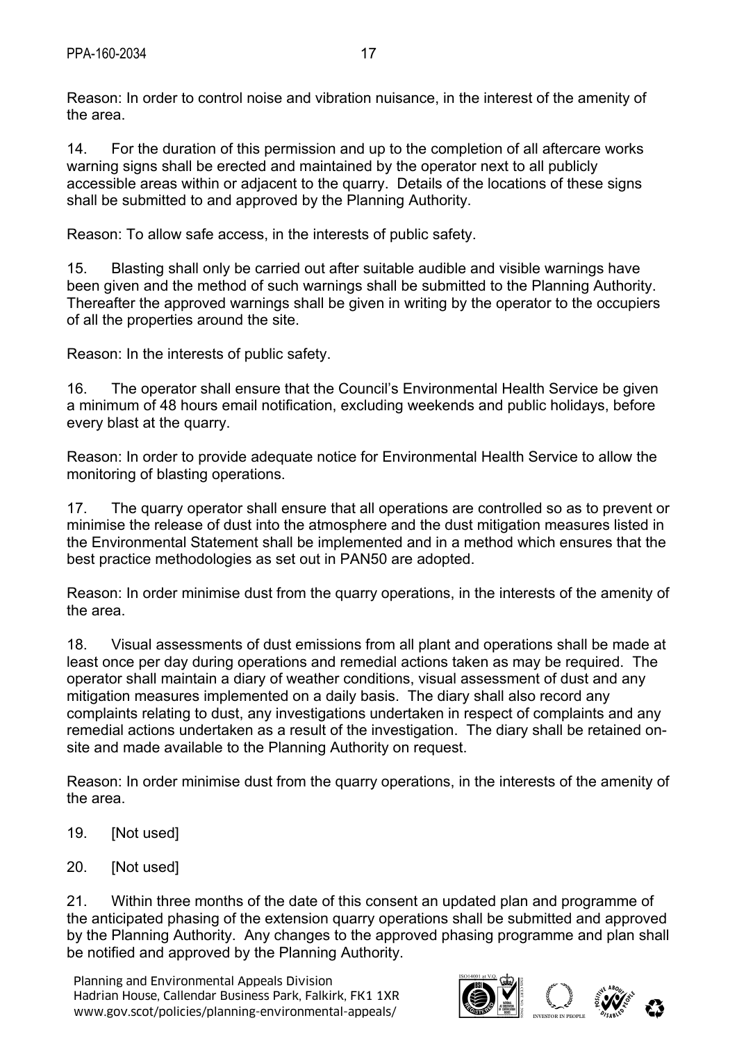Reason: In order to control noise and vibration nuisance, in the interest of the amenity of the area.

14. For the duration of this permission and up to the completion of all aftercare works warning signs shall be erected and maintained by the operator next to all publicly accessible areas within or adjacent to the quarry. Details of the locations of these signs shall be submitted to and approved by the Planning Authority.

Reason: To allow safe access, in the interests of public safety.

15. Blasting shall only be carried out after suitable audible and visible warnings have been given and the method of such warnings shall be submitted to the Planning Authority. Thereafter the approved warnings shall be given in writing by the operator to the occupiers of all the properties around the site.

Reason: In the interests of public safety.

16. The operator shall ensure that the Council's Environmental Health Service be given a minimum of 48 hours email notification, excluding weekends and public holidays, before every blast at the quarry.

Reason: In order to provide adequate notice for Environmental Health Service to allow the monitoring of blasting operations.

17. The quarry operator shall ensure that all operations are controlled so as to prevent or minimise the release of dust into the atmosphere and the dust mitigation measures listed in the Environmental Statement shall be implemented and in a method which ensures that the best practice methodologies as set out in PAN50 are adopted.

Reason: In order minimise dust from the quarry operations, in the interests of the amenity of the area.

18. Visual assessments of dust emissions from all plant and operations shall be made at least once per day during operations and remedial actions taken as may be required. The operator shall maintain a diary of weather conditions, visual assessment of dust and any mitigation measures implemented on a daily basis. The diary shall also record any complaints relating to dust, any investigations undertaken in respect of complaints and any remedial actions undertaken as a result of the investigation. The diary shall be retained on-site and made available to the Planning Authority on request.

Reason: In order minimise dust from the quarry operations, in the interests of the amenity of the area.

19. [Not used]

20. [Not used]

21. Within three months of the date of this consent an updated plan and programme of the anticipated phasing of the extension quarry operations shall be submitted and approved by the Planning Authority. Any changes to the approved phasing programme and plan shall be notified and approved by the Planning Authority.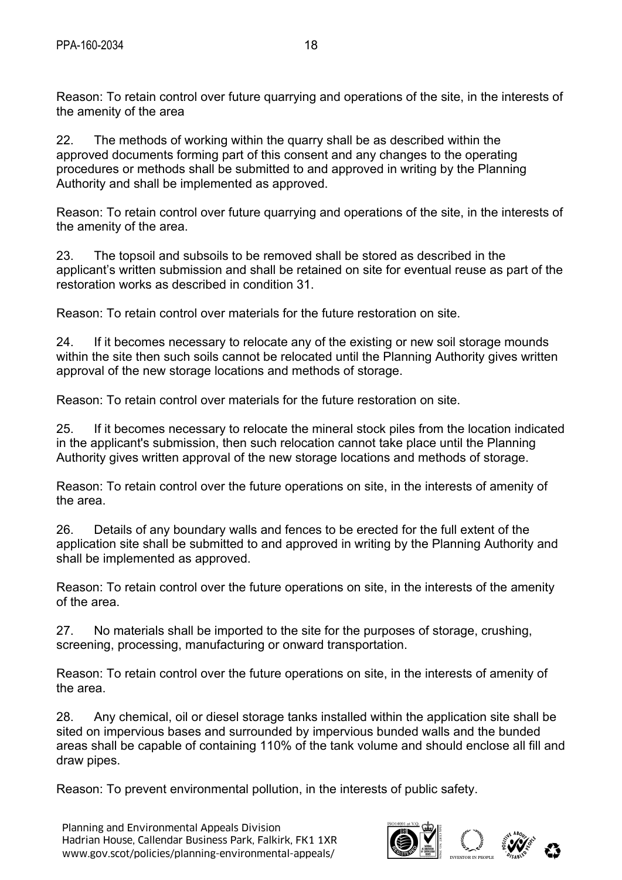Reason: To retain control over future quarrying and operations of the site, in the interests of the amenity of the area

22. The methods of working within the quarry shall be as described within the approved documents forming part of this consent and any changes to the operating procedures or methods shall be submitted to and approved in writing by the Planning Authority and shall be implemented as approved.

Reason: To retain control over future quarrying and operations of the site, in the interests of the amenity of the area.

23. The topsoil and subsoils to be removed shall be stored as described in the applicant's written submission and shall be retained on site for eventual reuse as part of the restoration works as described in condition 31.

Reason: To retain control over materials for the future restoration on site.

24. If it becomes necessary to relocate any of the existing or new soil storage mounds within the site then such soils cannot be relocated until the Planning Authority gives written approval of the new storage locations and methods of storage.

Reason: To retain control over materials for the future restoration on site.

25. If it becomes necessary to relocate the mineral stock piles from the location indicated in the applicant's submission, then such relocation cannot take place until the Planning Authority gives written approval of the new storage locations and methods of storage.

Reason: To retain control over the future operations on site, in the interests of amenity of the area.

26. Details of any boundary walls and fences to be erected for the full extent of the application site shall be submitted to and approved in writing by the Planning Authority and shall be implemented as approved.

Reason: To retain control over the future operations on site, in the interests of the amenity of the area.

27. No materials shall be imported to the site for the purposes of storage, crushing, screening, processing, manufacturing or onward transportation.

Reason: To retain control over the future operations on site, in the interests of amenity of the area.

28. Any chemical, oil or diesel storage tanks installed within the application site shall be sited on impervious bases and surrounded by impervious bunded walls and the bunded areas shall be capable of containing 110% of the tank volume and should enclose all fill and draw pipes.

Reason: To prevent environmental pollution, in the interests of public safety.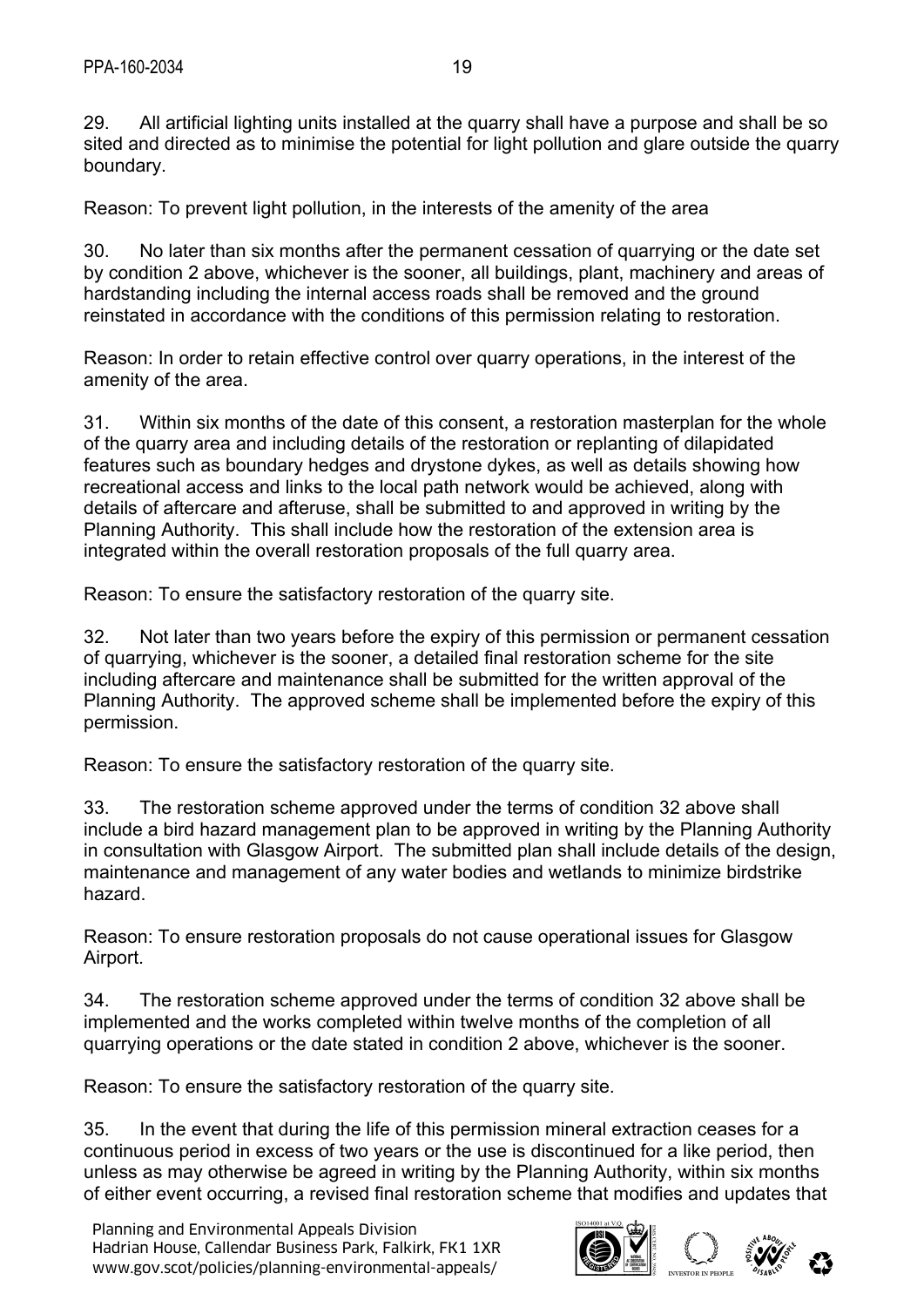29. All artificial lighting units installed at the quarry shall have a purpose and shall be so sited and directed as to minimise the potential for light pollution and glare outside the quarry boundary.

Reason: To prevent light pollution, in the interests of the amenity of the area

30. No later than six months after the permanent cessation of quarrying or the date set by condition 2 above, whichever is the sooner, all buildings, plant, machinery and areas of hardstanding including the internal access roads shall be removed and the ground reinstated in accordance with the conditions of this permission relating to restoration.

Reason: In order to retain effective control over quarry operations, in the interest of the amenity of the area.

31. Within six months of the date of this consent, a restoration masterplan for the whole of the quarry area and including details of the restoration or replanting of dilapidated features such as boundary hedges and drystone dykes, as well as details showing how recreational access and links to the local path network would be achieved, along with details of aftercare and afteruse, shall be submitted to and approved in writing by the Planning Authority. This shall include how the restoration of the extension area is integrated within the overall restoration proposals of the full quarry area.

Reason: To ensure the satisfactory restoration of the quarry site.

32. Not later than two years before the expiry of this permission or permanent cessation of quarrying, whichever is the sooner, a detailed final restoration scheme for the site including aftercare and maintenance shall be submitted for the written approval of the Planning Authority. The approved scheme shall be implemented before the expiry of this permission.

Reason: To ensure the satisfactory restoration of the quarry site.

33. The restoration scheme approved under the terms of condition 32 above shall include a bird hazard management plan to be approved in writing by the Planning Authority in consultation with Glasgow Airport. The submitted plan shall include details of the design, maintenance and management of any water bodies and wetlands to minimize birdstrike hazard.

Reason: To ensure restoration proposals do not cause operational issues for Glasgow Airport.

34. The restoration scheme approved under the terms of condition 32 above shall be implemented and the works completed within twelve months of the completion of all quarrying operations or the date stated in condition 2 above, whichever is the sooner.

Reason: To ensure the satisfactory restoration of the quarry site.

35. In the event that during the life of this permission mineral extraction ceases for a continuous period in excess of two years or the use is discontinued for a like period, then unless as may otherwise be agreed in writing by the Planning Authority, within six months of either event occurring, a revised final restoration scheme that modifies and updates that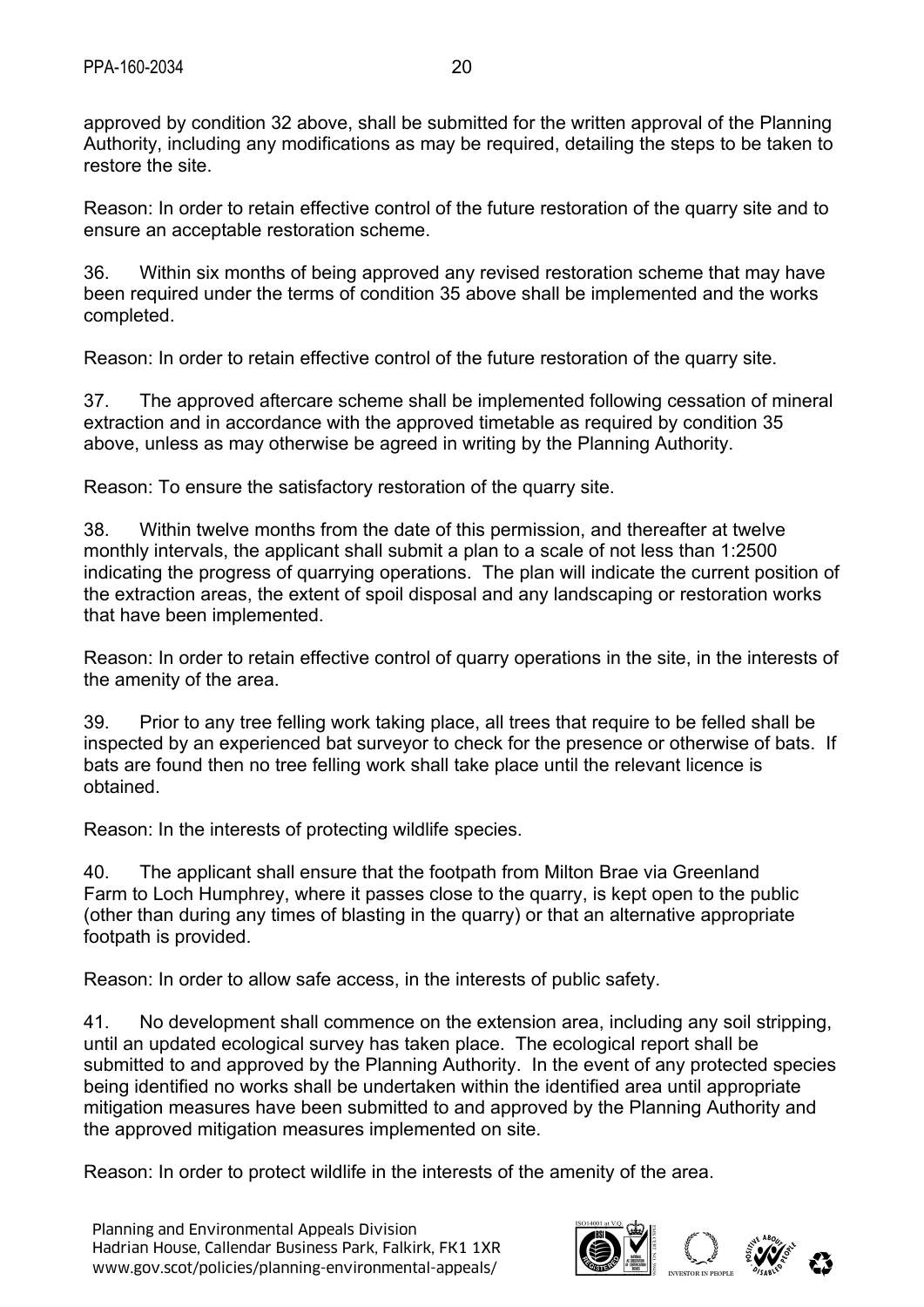approved by condition 32 above, shall be submitted for the written approval of the Planning Authority, including any modifications as may be required, detailing the steps to be taken to restore the site.

Reason: In order to retain effective control of the future restoration of the quarry site and to ensure an acceptable restoration scheme.

36. Within six months of being approved any revised restoration scheme that may have been required under the terms of condition 35 above shall be implemented and the works completed.

Reason: In order to retain effective control of the future restoration of the quarry site.

37. The approved aftercare scheme shall be implemented following cessation of mineral extraction and in accordance with the approved timetable as required by condition 35 above, unless as may otherwise be agreed in writing by the Planning Authority.

Reason: To ensure the satisfactory restoration of the quarry site.

38. Within twelve months from the date of this permission, and thereafter at twelve monthly intervals, the applicant shall submit a plan to a scale of not less than 1:2500 indicating the progress of quarrying operations. The plan will indicate the current position of the extraction areas, the extent of spoil disposal and any landscaping or restoration works that have been implemented.

Reason: In order to retain effective control of quarry operations in the site, in the interests of the amenity of the area.

39. Prior to any tree felling work taking place, all trees that require to be felled shall be inspected by an experienced bat surveyor to check for the presence or otherwise of bats. If bats are found then no tree felling work shall take place until the relevant licence is obtained.

Reason: In the interests of protecting wildlife species.

40. The applicant shall ensure that the footpath from Milton Brae via Greenland Farm to Loch Humphrey, where it passes close to the quarry, is kept open to the public (other than during any times of blasting in the quarry) or that an alternative appropriate footpath is provided.

Reason: In order to allow safe access, in the interests of public safety.

41. No development shall commence on the extension area, including any soil stripping, until an updated ecological survey has taken place. The ecological report shall be submitted to and approved by the Planning Authority. In the event of any protected species being identified no works shall be undertaken within the identified area until appropriate mitigation measures have been submitted to and approved by the Planning Authority and the approved mitigation measures implemented on site.

Reason: In order to protect wildlife in the interests of the amenity of the area.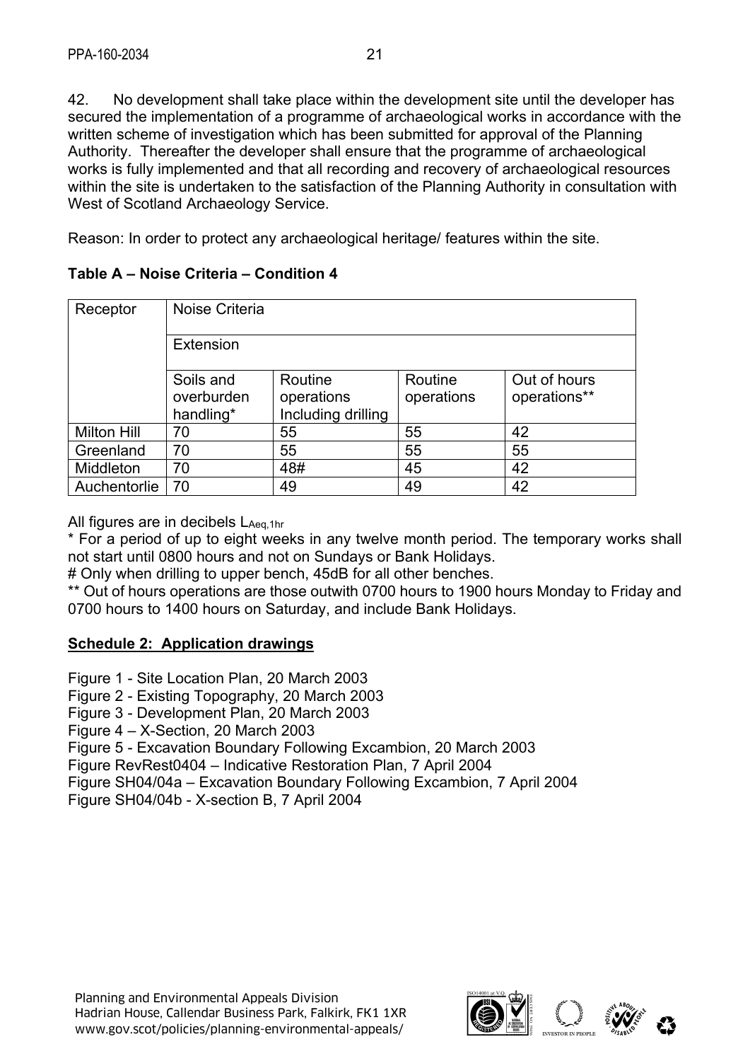42. No development shall take place within the development site until the developer has secured the implementation of a programme of archaeological works in accordance with the written scheme of investigation which has been submitted for approval of the Planning Authority. Thereafter the developer shall ensure that the programme of archaeological works is fully implemented and that all recording and recovery of archaeological resources within the site is undertaken to the satisfaction of the Planning Authority in consultation with West of Scotland Archaeology Service.

Reason: In order to protect any archaeological heritage/ features within the site.

**Table A – Noise Criteria – Condition 4**

| Receptor | Noise Criteria | | | |
|---|---|---|---|---|
| | Extension | | | |
| | Soils and overburden handling* | Routine operations Including drilling | Routine operations | Out of hours operations** |
| Milton Hill | 70 | 55 | 55 | 42 |
| Greenland | 70 | 55 | 55 | 55 |
| Middleton | 70 | 48# | 45 | 42 |
| Auchentorlie | 70 | 49 | 49 | 42 |

All figures are in decibels $L_{Aeq,1hr}$

* For a period of up to eight weeks in any twelve month period. The temporary works shall not start until 0800 hours and not on Sundays or Bank Holidays.

# Only when drilling to upper bench, 45dB for all other benches.

** Out of hours operations are those outwith 0700 hours to 1900 hours Monday to Friday and 0700 hours to 1400 hours on Saturday, and include Bank Holidays.

## Schedule 2: Application drawings

Figure 1 - Site Location Plan, 20 March 2003
Figure 2 - Existing Topography, 20 March 2003
Figure 3 - Development Plan, 20 March 2003
Figure 4 – X-Section, 20 March 2003
Figure 5 - Excavation Boundary Following Excambion, 20 March 2003
Figure RevRest0404 – Indicative Restoration Plan, 7 April 2004
Figure SH04/04a – Excavation Boundary Following Excambion, 7 April 2004
Figure SH04/04b - X-section B, 7 April 2004